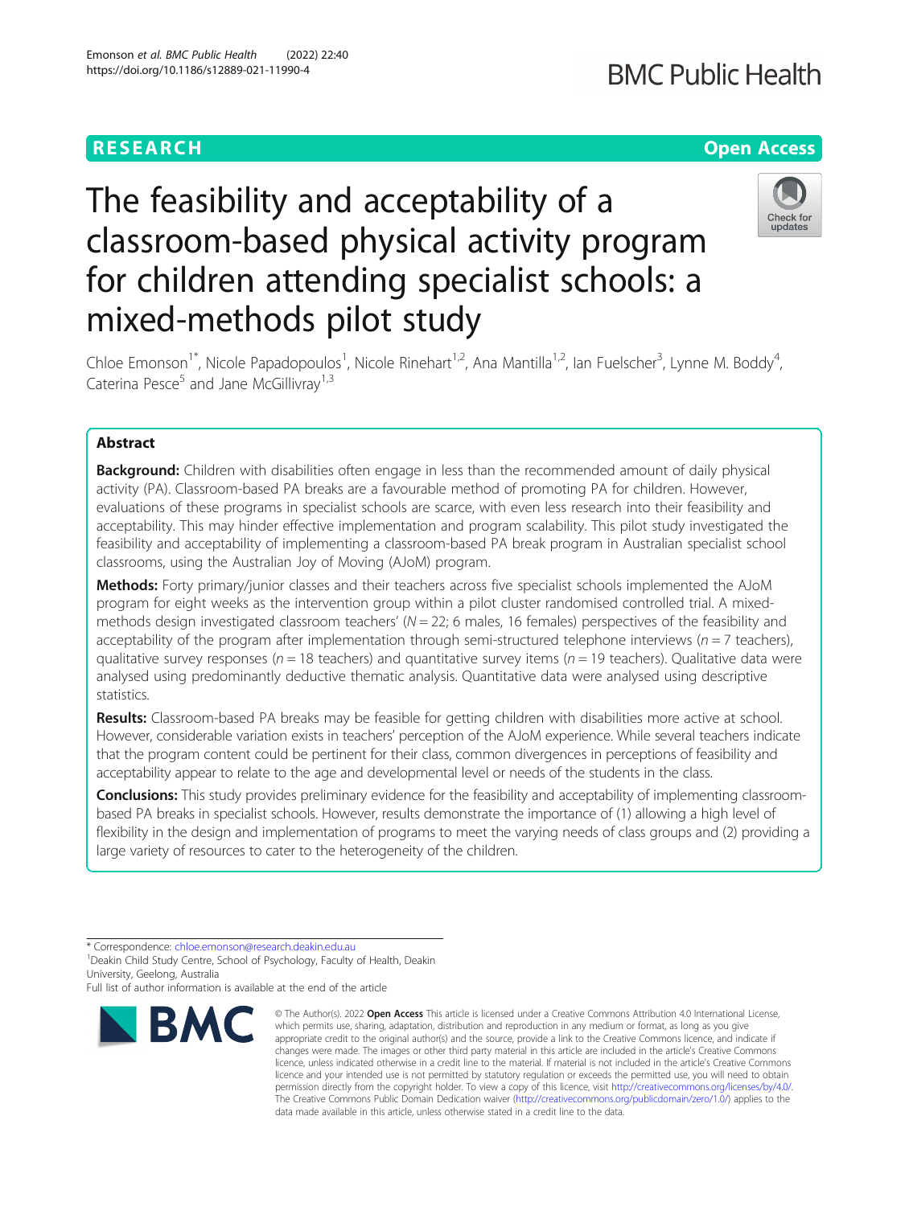RESEARCH Open Access

# The feasibility and acceptability of a classroom-based physical activity program for children attending specialist schools: a mixed-methods pilot study

Chloe Emonson[1*], Nicole Papadopoulos[1], Nicole Rinehart[1,2], Ana Mantilla[1,2], Ian Fuelscher[3], Lynne M. Boddy[4], Caterina Pesce[5] and Jane McGillivray[1,3]

## Abstract

**Background:** Children with disabilities often engage in less than the recommended amount of daily physical activity (PA). Classroom-based PA breaks are a favourable method of promoting PA for children. However, evaluations of these programs in specialist schools are scarce, with even less research into their feasibility and acceptability. This may hinder effective implementation and program scalability. This pilot study investigated the feasibility and acceptability of implementing a classroom-based PA break program in Australian specialist school classrooms, using the Australian Joy of Moving (AJoM) program.

**Methods:** Forty primary/junior classes and their teachers across five specialist schools implemented the AJoM program for eight weeks as the intervention group within a pilot cluster randomised controlled trial. A mixed-methods design investigated classroom teachers' ($N = 22$; 6 males, 16 females) perspectives of the feasibility and acceptability of the program after implementation through semi-structured telephone interviews ($n = 7$ teachers), qualitative survey responses ($n = 18$ teachers) and quantitative survey items ($n = 19$ teachers). Qualitative data were analysed using predominantly deductive thematic analysis. Quantitative data were analysed using descriptive statistics.

**Results:** Classroom-based PA breaks may be feasible for getting children with disabilities more active at school. However, considerable variation exists in teachers' perception of the AJoM experience. While several teachers indicate that the program content could be pertinent for their class, common divergences in perceptions of feasibility and acceptability appear to relate to the age and developmental level or needs of the students in the class.

**Conclusions:** This study provides preliminary evidence for the feasibility and acceptability of implementing classroom-based PA breaks in specialist schools. However, results demonstrate the importance of (1) allowing a high level of flexibility in the design and implementation of programs to meet the varying needs of class groups and (2) providing a large variety of resources to cater to the heterogeneity of the children.

\* Correspondence: chloe.emonson@research.deakin.edu.au
[1]Deakin Child Study Centre, School of Psychology, Faculty of Health, Deakin University, Geelong, Australia
Full list of author information is available at the end of the article

© The Author(s). 2022 **Open Access** This article is licensed under a Creative Commons Attribution 4.0 International License, which permits use, sharing, adaptation, distribution and reproduction in any medium or format, as long as you give appropriate credit to the original author(s) and the source, provide a link to the Creative Commons licence, and indicate if changes were made. The images or other third party material in this article are included in the article's Creative Commons licence, unless indicated otherwise in a credit line to the material. If material is not included in the article's Creative Commons licence and your intended use is not permitted by statutory regulation or exceeds the permitted use, you will need to obtain permission directly from the copyright holder. To view a copy of this licence, visit http://creativecommons.org/licenses/by/4.0/. The Creative Commons Public Domain Dedication waiver (http://creativecommons.org/publicdomain/zero/1.0/) applies to the data made available in this article, unless otherwise stated in a credit line to the data.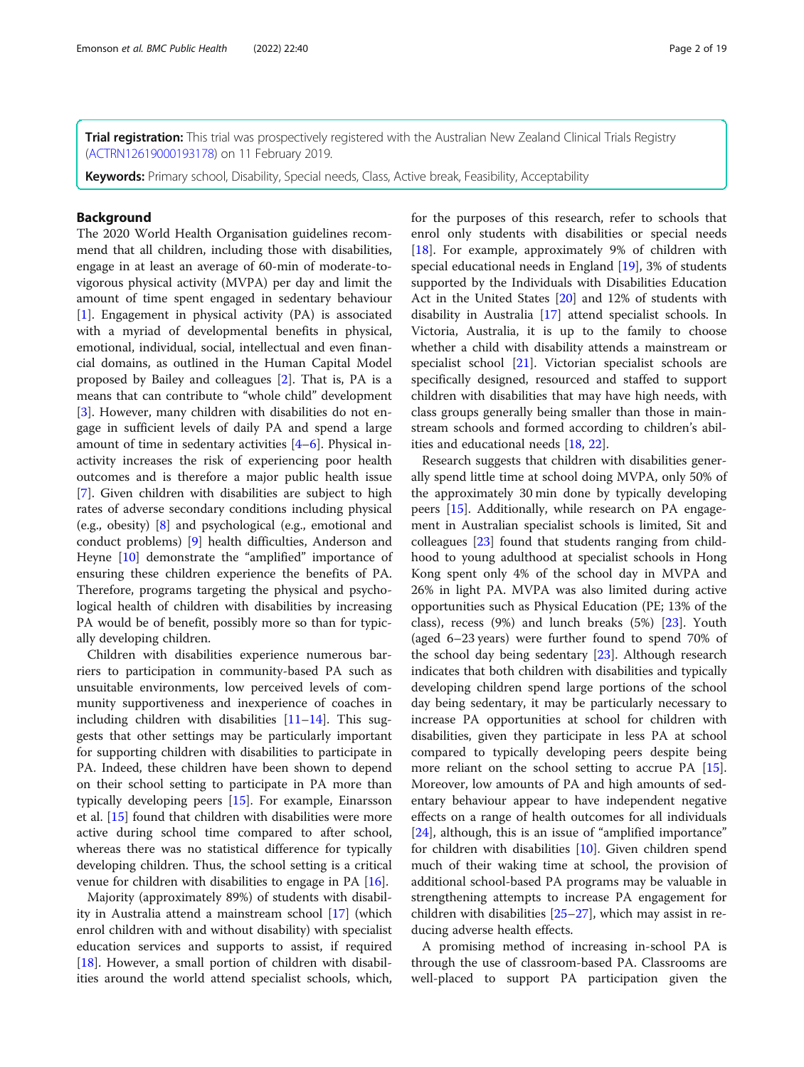**Trial registration:** This trial was prospectively registered with the Australian New Zealand Clinical Trials Registry (ACTRN12619000193178) on 11 February 2019.

**Keywords:** Primary school, Disability, Special needs, Class, Active break, Feasibility, Acceptability

## Background

The 2020 World Health Organisation guidelines recommend that all children, including those with disabilities, engage in at least an average of 60-min of moderate-to-vigorous physical activity (MVPA) per day and limit the amount of time spent engaged in sedentary behaviour [1]. Engagement in physical activity (PA) is associated with a myriad of developmental benefits in physical, emotional, individual, social, intellectual and even financial domains, as outlined in the Human Capital Model proposed by Bailey and colleagues [2]. That is, PA is a means that can contribute to "whole child" development [3]. However, many children with disabilities do not engage in sufficient levels of daily PA and spend a large amount of time in sedentary activities [4–6]. Physical inactivity increases the risk of experiencing poor health outcomes and is therefore a major public health issue [7]. Given children with disabilities are subject to high rates of adverse secondary conditions including physical (e.g., obesity) [8] and psychological (e.g., emotional and conduct problems) [9] health difficulties, Anderson and Heyne [10] demonstrate the "amplified" importance of ensuring these children experience the benefits of PA. Therefore, programs targeting the physical and psychological health of children with disabilities by increasing PA would be of benefit, possibly more so than for typically developing children.

Children with disabilities experience numerous barriers to participation in community-based PA such as unsuitable environments, low perceived levels of community supportiveness and inexperience of coaches in including children with disabilities [11–14]. This suggests that other settings may be particularly important for supporting children with disabilities to participate in PA. Indeed, these children have been shown to depend on their school setting to participate in PA more than typically developing peers [15]. For example, Einarsson et al. [15] found that children with disabilities were more active during school time compared to after school, whereas there was no statistical difference for typically developing children. Thus, the school setting is a critical venue for children with disabilities to engage in PA [16].

Majority (approximately 89%) of students with disability in Australia attend a mainstream school [17] (which enrol children with and without disability) with specialist education services and supports to assist, if required [18]. However, a small portion of children with disabilities around the world attend specialist schools, which, for the purposes of this research, refer to schools that enrol only students with disabilities or special needs [18]. For example, approximately 9% of children with special educational needs in England [19], 3% of students supported by the Individuals with Disabilities Education Act in the United States [20] and 12% of students with disability in Australia [17] attend specialist schools. In Victoria, Australia, it is up to the family to choose whether a child with disability attends a mainstream or specialist school [21]. Victorian specialist schools are specifically designed, resourced and staffed to support children with disabilities that may have high needs, with class groups generally being smaller than those in mainstream schools and formed according to children's abilities and educational needs [18, 22].

Research suggests that children with disabilities generally spend little time at school doing MVPA, only 50% of the approximately 30 min done by typically developing peers [15]. Additionally, while research on PA engagement in Australian specialist schools is limited, Sit and colleagues [23] found that students ranging from childhood to young adulthood at specialist schools in Hong Kong spent only 4% of the school day in MVPA and 26% in light PA. MVPA was also limited during active opportunities such as Physical Education (PE; 13% of the class), recess (9%) and lunch breaks (5%) [23]. Youth (aged 6–23 years) were further found to spend 70% of the school day being sedentary [23]. Although research indicates that both children with disabilities and typically developing children spend large portions of the school day being sedentary, it may be particularly necessary to increase PA opportunities at school for children with disabilities, given they participate in less PA at school compared to typically developing peers despite being more reliant on the school setting to accrue PA [15]. Moreover, low amounts of PA and high amounts of sedentary behaviour appear to have independent negative effects on a range of health outcomes for all individuals [24], although, this is an issue of "amplified importance" for children with disabilities [10]. Given children spend much of their waking time at school, the provision of additional school-based PA programs may be valuable in strengthening attempts to increase PA engagement for children with disabilities [25–27], which may assist in reducing adverse health effects.

A promising method of increasing in-school PA is through the use of classroom-based PA. Classrooms are well-placed to support PA participation given the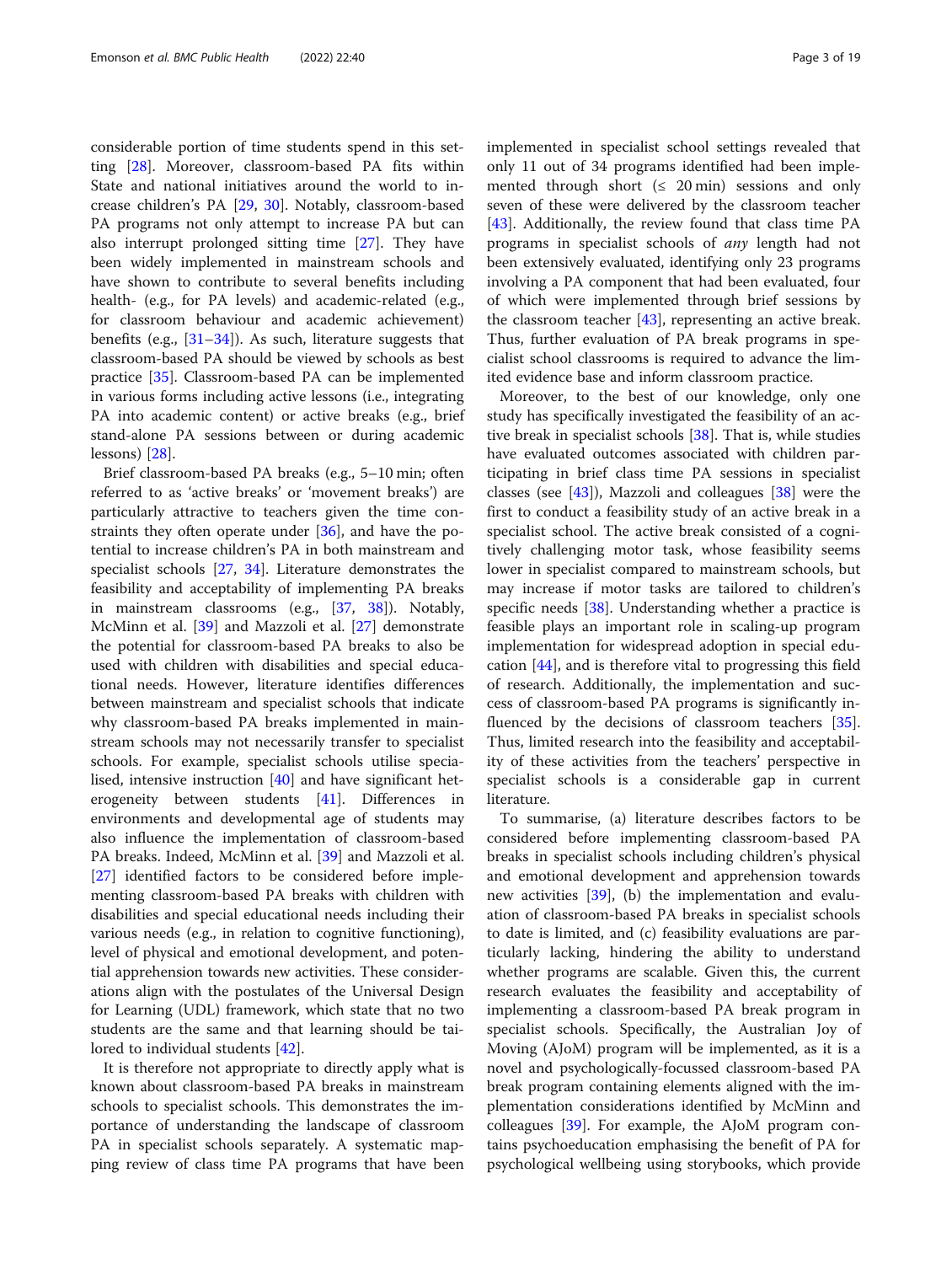considerable portion of time students spend in this setting [28]. Moreover, classroom-based PA fits within State and national initiatives around the world to increase children's PA [29, 30]. Notably, classroom-based PA programs not only attempt to increase PA but can also interrupt prolonged sitting time [27]. They have been widely implemented in mainstream schools and have shown to contribute to several benefits including health- (e.g., for PA levels) and academic-related (e.g., for classroom behaviour and academic achievement) benefits (e.g., [31–34]). As such, literature suggests that classroom-based PA should be viewed by schools as best practice [35]. Classroom-based PA can be implemented in various forms including active lessons (i.e., integrating PA into academic content) or active breaks (e.g., brief stand-alone PA sessions between or during academic lessons) [28].

Brief classroom-based PA breaks (e.g., 5–10 min; often referred to as 'active breaks' or 'movement breaks') are particularly attractive to teachers given the time constraints they often operate under [36], and have the potential to increase children's PA in both mainstream and specialist schools [27, 34]. Literature demonstrates the feasibility and acceptability of implementing PA breaks in mainstream classrooms (e.g., [37, 38]). Notably, McMinn et al. [39] and Mazzoli et al. [27] demonstrate the potential for classroom-based PA breaks to also be used with children with disabilities and special educational needs. However, literature identifies differences between mainstream and specialist schools that indicate why classroom-based PA breaks implemented in mainstream schools may not necessarily transfer to specialist schools. For example, specialist schools utilise specialised, intensive instruction [40] and have significant heterogeneity between students [41]. Differences in environments and developmental age of students may also influence the implementation of classroom-based PA breaks. Indeed, McMinn et al. [39] and Mazzoli et al. [27] identified factors to be considered before implementing classroom-based PA breaks with children with disabilities and special educational needs including their various needs (e.g., in relation to cognitive functioning), level of physical and emotional development, and potential apprehension towards new activities. These considerations align with the postulates of the Universal Design for Learning (UDL) framework, which state that no two students are the same and that learning should be tailored to individual students [42].

It is therefore not appropriate to directly apply what is known about classroom-based PA breaks in mainstream schools to specialist schools. This demonstrates the importance of understanding the landscape of classroom PA in specialist schools separately. A systematic mapping review of class time PA programs that have been implemented in specialist school settings revealed that only 11 out of 34 programs identified had been implemented through short (≤ 20 min) sessions and only seven of these were delivered by the classroom teacher [43]. Additionally, the review found that class time PA programs in specialist schools of *any* length had not been extensively evaluated, identifying only 23 programs involving a PA component that had been evaluated, four of which were implemented through brief sessions by the classroom teacher [43], representing an active break. Thus, further evaluation of PA break programs in specialist school classrooms is required to advance the limited evidence base and inform classroom practice.

Moreover, to the best of our knowledge, only one study has specifically investigated the feasibility of an active break in specialist schools [38]. That is, while studies have evaluated outcomes associated with children participating in brief class time PA sessions in specialist classes (see [43]), Mazzoli and colleagues [38] were the first to conduct a feasibility study of an active break in a specialist school. The active break consisted of a cognitively challenging motor task, whose feasibility seems lower in specialist compared to mainstream schools, but may increase if motor tasks are tailored to children's specific needs [38]. Understanding whether a practice is feasible plays an important role in scaling-up program implementation for widespread adoption in special education [44], and is therefore vital to progressing this field of research. Additionally, the implementation and success of classroom-based PA programs is significantly influenced by the decisions of classroom teachers [35]. Thus, limited research into the feasibility and acceptability of these activities from the teachers' perspective in specialist schools is a considerable gap in current literature.

To summarise, (a) literature describes factors to be considered before implementing classroom-based PA breaks in specialist schools including children's physical and emotional development and apprehension towards new activities [39], (b) the implementation and evaluation of classroom-based PA breaks in specialist schools to date is limited, and (c) feasibility evaluations are particularly lacking, hindering the ability to understand whether programs are scalable. Given this, the current research evaluates the feasibility and acceptability of implementing a classroom-based PA break program in specialist schools. Specifically, the Australian Joy of Moving (AJoM) program will be implemented, as it is a novel and psychologically-focussed classroom-based PA break program containing elements aligned with the implementation considerations identified by McMinn and colleagues [39]. For example, the AJoM program contains psychoeducation emphasising the benefit of PA for psychological wellbeing using storybooks, which provide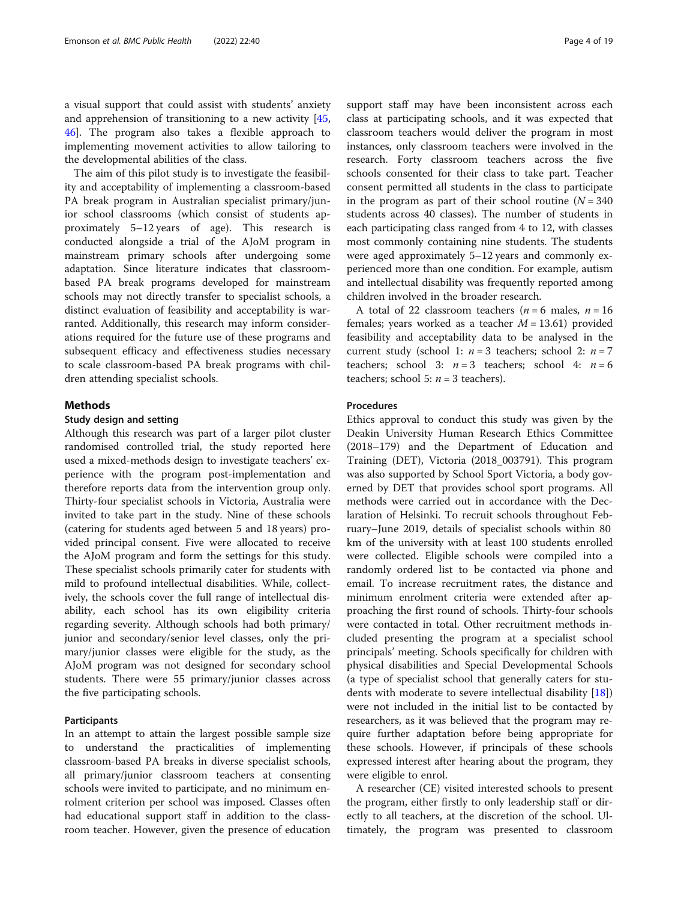a visual support that could assist with students' anxiety and apprehension of transitioning to a new activity [45, 46]. The program also takes a flexible approach to implementing movement activities to allow tailoring to the developmental abilities of the class.

The aim of this pilot study is to investigate the feasibility and acceptability of implementing a classroom-based PA break program in Australian specialist primary/junior school classrooms (which consist of students approximately 5–12 years of age). This research is conducted alongside a trial of the AJoM program in mainstream primary schools after undergoing some adaptation. Since literature indicates that classroom-based PA break programs developed for mainstream schools may not directly transfer to specialist schools, a distinct evaluation of feasibility and acceptability is warranted. Additionally, this research may inform considerations required for the future use of these programs and subsequent efficacy and effectiveness studies necessary to scale classroom-based PA break programs with children attending specialist schools.

## Methods

### Study design and setting

Although this research was part of a larger pilot cluster randomised controlled trial, the study reported here used a mixed-methods design to investigate teachers' experience with the program post-implementation and therefore reports data from the intervention group only. Thirty-four specialist schools in Victoria, Australia were invited to take part in the study. Nine of these schools (catering for students aged between 5 and 18 years) provided principal consent. Five were allocated to receive the AJoM program and form the settings for this study. These specialist schools primarily cater for students with mild to profound intellectual disabilities. While, collectively, the schools cover the full range of intellectual disability, each school has its own eligibility criteria regarding severity. Although schools had both primary/junior and secondary/senior level classes, only the primary/junior classes were eligible for the study, as the AJoM program was not designed for secondary school students. There were 55 primary/junior classes across the five participating schools.

#### Participants

In an attempt to attain the largest possible sample size to understand the practicalities of implementing classroom-based PA breaks in diverse specialist schools, all primary/junior classroom teachers at consenting schools were invited to participate, and no minimum enrolment criterion per school was imposed. Classes often had educational support staff in addition to the classroom teacher. However, given the presence of education support staff may have been inconsistent across each class at participating schools, and it was expected that classroom teachers would deliver the program in most instances, only classroom teachers were involved in the research. Forty classroom teachers across the five schools consented for their class to take part. Teacher consent permitted all students in the class to participate in the program as part of their school routine ($N = 340$ students across 40 classes). The number of students in each participating class ranged from 4 to 12, with classes most commonly containing nine students. The students were aged approximately 5–12 years and commonly experienced more than one condition. For example, autism and intellectual disability was frequently reported among children involved in the broader research.

A total of 22 classroom teachers ($n = 6$ males, $n = 16$ females; years worked as a teacher $M = 13.61$) provided feasibility and acceptability data to be analysed in the current study (school 1: $n = 3$ teachers; school 2: $n = 7$ teachers; school 3: $n = 3$ teachers; school 4: $n = 6$ teachers; school 5: $n = 3$ teachers).

#### Procedures

Ethics approval to conduct this study was given by the Deakin University Human Research Ethics Committee (2018–179) and the Department of Education and Training (DET), Victoria (2018_003791). This program was also supported by School Sport Victoria, a body governed by DET that provides school sport programs. All methods were carried out in accordance with the Declaration of Helsinki. To recruit schools throughout February–June 2019, details of specialist schools within 80 km of the university with at least 100 students enrolled were collected. Eligible schools were compiled into a randomly ordered list to be contacted via phone and email. To increase recruitment rates, the distance and minimum enrolment criteria were extended after approaching the first round of schools. Thirty-four schools were contacted in total. Other recruitment methods included presenting the program at a specialist school principals' meeting. Schools specifically for children with physical disabilities and Special Developmental Schools (a type of specialist school that generally caters for students with moderate to severe intellectual disability [18]) were not included in the initial list to be contacted by researchers, as it was believed that the program may require further adaptation before being appropriate for these schools. However, if principals of these schools expressed interest after hearing about the program, they were eligible to enrol.

A researcher (CE) visited interested schools to present the program, either firstly to only leadership staff or directly to all teachers, at the discretion of the school. Ultimately, the program was presented to classroom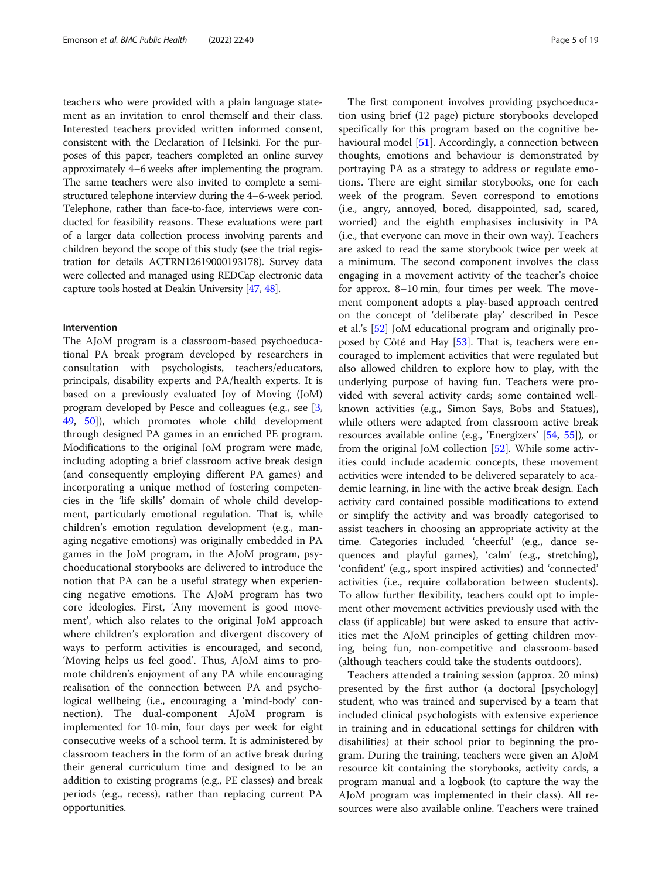teachers who were provided with a plain language statement as an invitation to enrol themself and their class. Interested teachers provided written informed consent, consistent with the Declaration of Helsinki. For the purposes of this paper, teachers completed an online survey approximately 4–6 weeks after implementing the program. The same teachers were also invited to complete a semi-structured telephone interview during the 4–6-week period. Telephone, rather than face-to-face, interviews were conducted for feasibility reasons. These evaluations were part of a larger data collection process involving parents and children beyond the scope of this study (see the trial registration for details ACTRN12619000193178). Survey data were collected and managed using REDCap electronic data capture tools hosted at Deakin University [47, 48].

### Intervention

The AJoM program is a classroom-based psychoeducational PA break program developed by researchers in consultation with psychologists, teachers/educators, principals, disability experts and PA/health experts. It is based on a previously evaluated Joy of Moving (JoM) program developed by Pesce and colleagues (e.g., see [3, 49, 50]), which promotes whole child development through designed PA games in an enriched PE program. Modifications to the original JoM program were made, including adopting a brief classroom active break design (and consequently employing different PA games) and incorporating a unique method of fostering competencies in the 'life skills' domain of whole child development, particularly emotional regulation. That is, while children's emotion regulation development (e.g., managing negative emotions) was originally embedded in PA games in the JoM program, in the AJoM program, psychoeducational storybooks are delivered to introduce the notion that PA can be a useful strategy when experiencing negative emotions. The AJoM program has two core ideologies. First, 'Any movement is good movement', which also relates to the original JoM approach where children's exploration and divergent discovery of ways to perform activities is encouraged, and second, 'Moving helps us feel good'. Thus, AJoM aims to promote children's enjoyment of any PA while encouraging realisation of the connection between PA and psychological wellbeing (i.e., encouraging a 'mind-body' connection). The dual-component AJoM program is implemented for 10-min, four days per week for eight consecutive weeks of a school term. It is administered by classroom teachers in the form of an active break during their general curriculum time and designed to be an addition to existing programs (e.g., PE classes) and break periods (e.g., recess), rather than replacing current PA opportunities.

The first component involves providing psychoeducation using brief (12 page) picture storybooks developed specifically for this program based on the cognitive behavioural model [51]. Accordingly, a connection between thoughts, emotions and behaviour is demonstrated by portraying PA as a strategy to address or regulate emotions. There are eight similar storybooks, one for each week of the program. Seven correspond to emotions (i.e., angry, annoyed, bored, disappointed, sad, scared, worried) and the eighth emphasises inclusivity in PA (i.e., that everyone can move in their own way). Teachers are asked to read the same storybook twice per week at a minimum. The second component involves the class engaging in a movement activity of the teacher's choice for approx. 8–10 min, four times per week. The movement component adopts a play-based approach centred on the concept of 'deliberate play' described in Pesce et al.'s [52] JoM educational program and originally proposed by Côté and Hay [53]. That is, teachers were encouraged to implement activities that were regulated but also allowed children to explore how to play, with the underlying purpose of having fun. Teachers were provided with several activity cards; some contained well-known activities (e.g., Simon Says, Bobs and Statues), while others were adapted from classroom active break resources available online (e.g., 'Energizers' [54, 55]), or from the original JoM collection [52]. While some activities could include academic concepts, these movement activities were intended to be delivered separately to academic learning, in line with the active break design. Each activity card contained possible modifications to extend or simplify the activity and was broadly categorised to assist teachers in choosing an appropriate activity at the time. Categories included 'cheerful' (e.g., dance sequences and playful games), 'calm' (e.g., stretching), 'confident' (e.g., sport inspired activities) and 'connected' activities (i.e., require collaboration between students). To allow further flexibility, teachers could opt to implement other movement activities previously used with the class (if applicable) but were asked to ensure that activities met the AJoM principles of getting children moving, being fun, non-competitive and classroom-based (although teachers could take the students outdoors).

Teachers attended a training session (approx. 20 mins) presented by the first author (a doctoral [psychology] student, who was trained and supervised by a team that included clinical psychologists with extensive experience in training and in educational settings for children with disabilities) at their school prior to beginning the program. During the training, teachers were given an AJoM resource kit containing the storybooks, activity cards, a program manual and a logbook (to capture the way the AJoM program was implemented in their class). All resources were also available online. Teachers were trained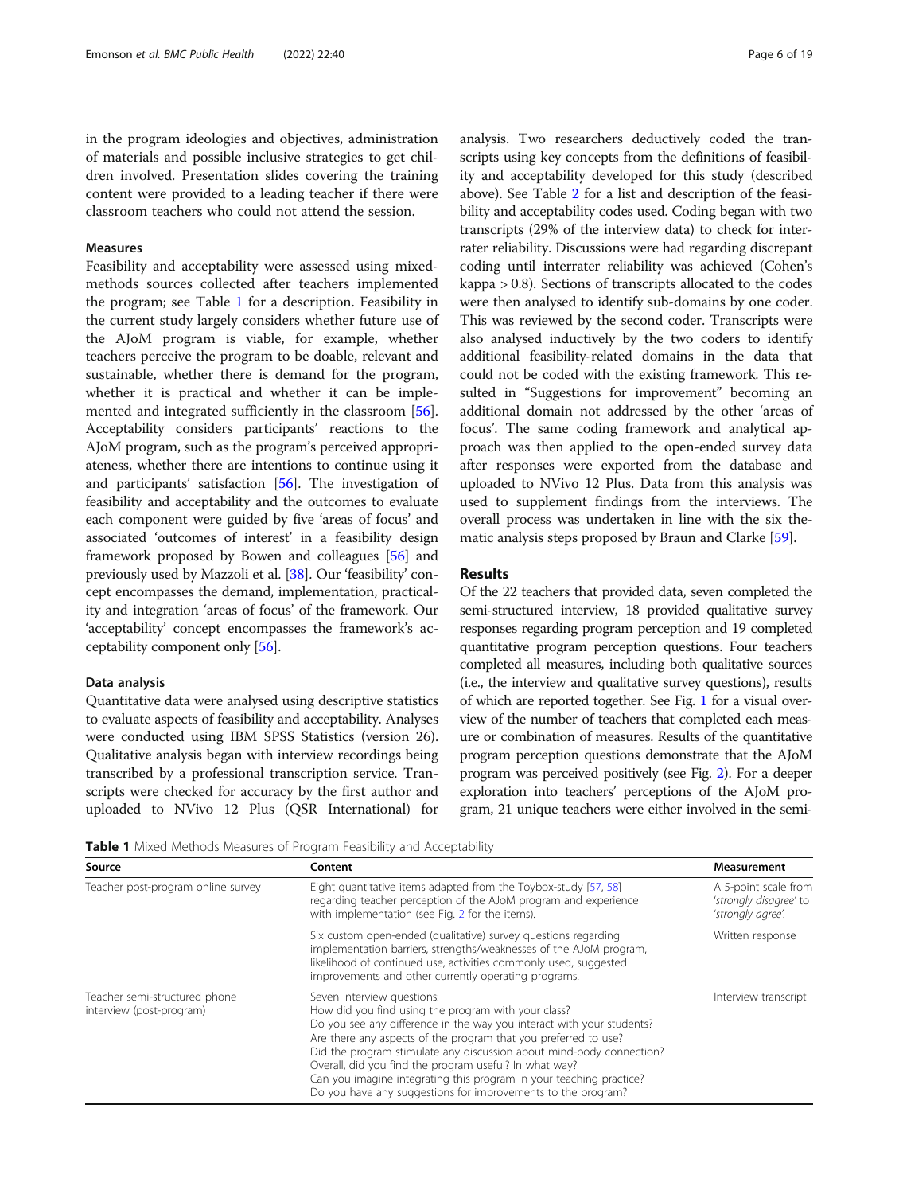in the program ideologies and objectives, administration of materials and possible inclusive strategies to get children involved. Presentation slides covering the training content were provided to a leading teacher if there were classroom teachers who could not attend the session.

### Measures

Feasibility and acceptability were assessed using mixed-methods sources collected after teachers implemented the program; see Table 1 for a description. Feasibility in the current study largely considers whether future use of the AJoM program is viable, for example, whether teachers perceive the program to be doable, relevant and sustainable, whether there is demand for the program, whether it is practical and whether it can be implemented and integrated sufficiently in the classroom [56]. Acceptability considers participants' reactions to the AJoM program, such as the program's perceived appropriateness, whether there are intentions to continue using it and participants' satisfaction [56]. The investigation of feasibility and acceptability and the outcomes to evaluate each component were guided by five 'areas of focus' and associated 'outcomes of interest' in a feasibility design framework proposed by Bowen and colleagues [56] and previously used by Mazzoli et al. [38]. Our 'feasibility' concept encompasses the demand, implementation, practicality and integration 'areas of focus' of the framework. Our 'acceptability' concept encompasses the framework's acceptability component only [56].

### Data analysis

Quantitative data were analysed using descriptive statistics to evaluate aspects of feasibility and acceptability. Analyses were conducted using IBM SPSS Statistics (version 26). Qualitative analysis began with interview recordings being transcribed by a professional transcription service. Transcripts were checked for accuracy by the first author and uploaded to NVivo 12 Plus (QSR International) for analysis. Two researchers deductively coded the transcripts using key concepts from the definitions of feasibility and acceptability developed for this study (described above). See Table 2 for a list and description of the feasibility and acceptability codes used. Coding began with two transcripts (29% of the interview data) to check for interrater reliability. Discussions were had regarding discrepant coding until interrater reliability was achieved (Cohen's kappa > 0.8). Sections of transcripts allocated to the codes were then analysed to identify sub-domains by one coder. This was reviewed by the second coder. Transcripts were also analysed inductively by the two coders to identify additional feasibility-related domains in the data that could not be coded with the existing framework. This resulted in "Suggestions for improvement" becoming an additional domain not addressed by the other 'areas of focus'. The same coding framework and analytical approach was then applied to the open-ended survey data after responses were exported from the database and uploaded to NVivo 12 Plus. Data from this analysis was used to supplement findings from the interviews. The overall process was undertaken in line with the six thematic analysis steps proposed by Braun and Clarke [59].

## Results

Of the 22 teachers that provided data, seven completed the semi-structured interview, 18 provided qualitative survey responses regarding program perception and 19 completed quantitative program perception questions. Four teachers completed all measures, including both qualitative sources (i.e., the interview and qualitative survey questions), results of which are reported together. See Fig. 1 for a visual overview of the number of teachers that completed each measure or combination of measures. Results of the quantitative program perception questions demonstrate that the AJoM program was perceived positively (see Fig. 2). For a deeper exploration into teachers' perceptions of the AJoM program, 21 unique teachers were either involved in the semi-

**Table 1** Mixed Methods Measures of Program Feasibility and Acceptability

| Source | Content | Measurement |
|---|---|---|
| Teacher post-program online survey | Eight quantitative items adapted from the Toybox-study [57, 58] regarding teacher perception of the AJoM program and experience with implementation (see Fig. 2 for the items). | A 5-point scale from *'strongly disagree'* to *'strongly agree'*. |
| | Six custom open-ended (qualitative) survey questions regarding implementation barriers, strengths/weaknesses of the AJoM program, likelihood of continued use, activities commonly used, suggested improvements and other currently operating programs. | Written response |
| Teacher semi-structured phone interview (post-program) | Seven interview questions:<br>How did you find using the program with your class?<br>Do you see any difference in the way you interact with your students?<br>Are there any aspects of the program that you preferred to use?<br>Did the program stimulate any discussion about mind-body connection?<br>Overall, did you find the program useful? In what way?<br>Can you imagine integrating this program in your teaching practice?<br>Do you have any suggestions for improvements to the program? | Interview transcript |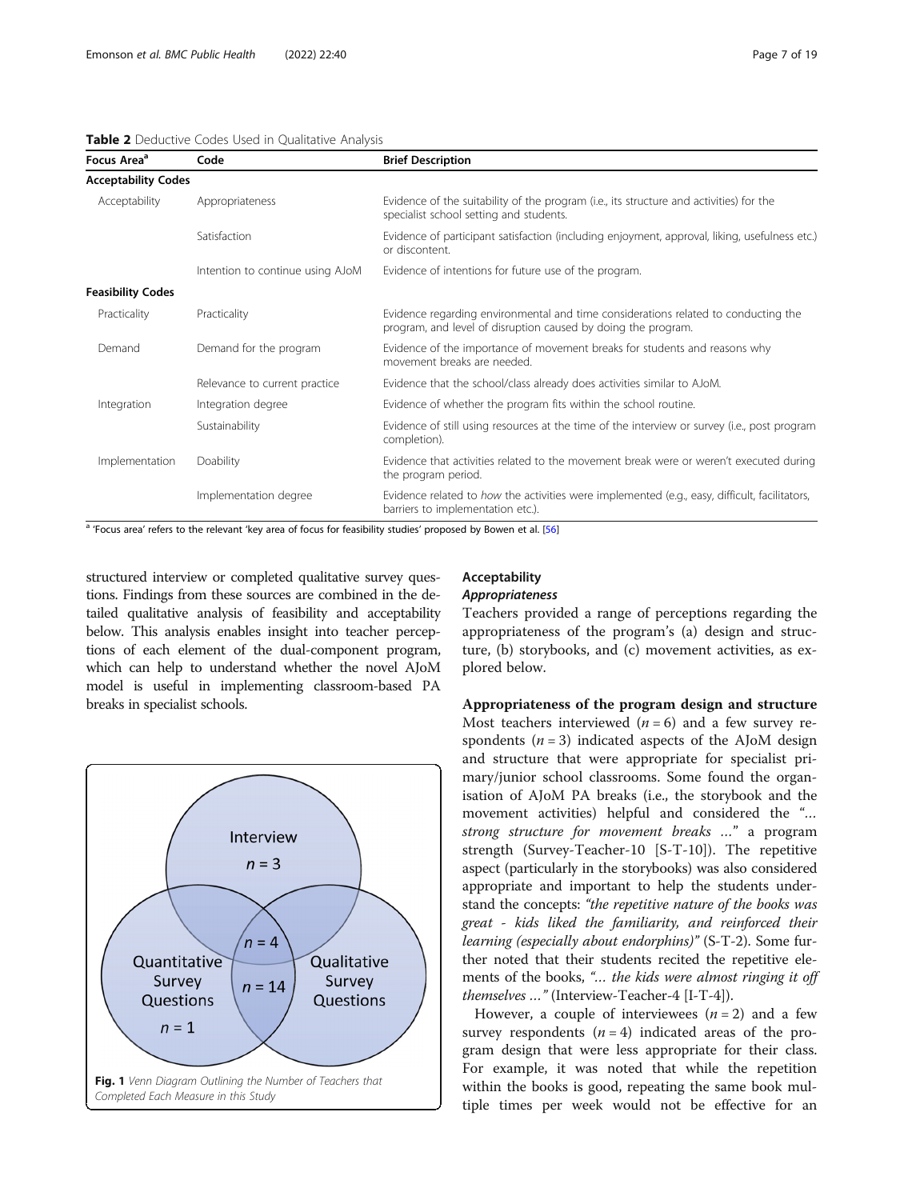**Table 2** Deductive Codes Used in Qualitative Analysis

| Focus Area[a] | Code | Brief Description |
|---|---|---|
| **Acceptability Codes** | | |
| Acceptability | Appropriateness | Evidence of the suitability of the program (i.e., its structure and activities) for the specialist school setting and students. |
| | Satisfaction | Evidence of participant satisfaction (including enjoyment, approval, liking, usefulness etc.) or discontent. |
| | Intention to continue using AJoM | Evidence of intentions for future use of the program. |
| **Feasibility Codes** | | |
| Practicality | Practicality | Evidence regarding environmental and time considerations related to conducting the program, and level of disruption caused by doing the program. |
| Demand | Demand for the program | Evidence of the importance of movement breaks for students and reasons why movement breaks are needed. |
| | Relevance to current practice | Evidence that the school/class already does activities similar to AJoM. |
| Integration | Integration degree | Evidence of whether the program fits within the school routine. |
| | Sustainability | Evidence of still using resources at the time of the interview or survey (i.e., post program completion). |
| Implementation | Doability | Evidence that activities related to the movement break were or weren't executed during the program period. |
| | Implementation degree | Evidence related to *how* the activities were implemented (e.g., easy, difficult, facilitators, barriers to implementation etc.). |

[a] 'Focus area' refers to the relevant 'key area of focus for feasibility studies' proposed by Bowen et al. [56]

structured interview or completed qualitative survey questions. Findings from these sources are combined in the detailed qualitative analysis of feasibility and acceptability below. This analysis enables insight into teacher perceptions of each element of the dual-component program, which can help to understand whether the novel AJoM model is useful in implementing classroom-based PA breaks in specialist schools.

Interview $n = 3$; Quantitative Survey Questions $n = 1$; Qualitative Survey Questions; overlap of all three $n = 4$; overlap of Quantitative and Qualitative Survey Questions $n = 14$

**Fig. 1** *Venn Diagram Outlining the Number of Teachers that Completed Each Measure in this Study*

## Acceptability

### *Appropriateness*

Teachers provided a range of perceptions regarding the appropriateness of the program's (a) design and structure, (b) storybooks, and (c) movement activities, as explored below.

**Appropriateness of the program design and structure** Most teachers interviewed ($n = 6$) and a few survey respondents ($n = 3$) indicated aspects of the AJoM design and structure that were appropriate for specialist primary/junior school classrooms. Some found the organisation of AJoM PA breaks (i.e., the storybook and the movement activities) helpful and considered the *"… strong structure for movement breaks …"* a program strength (Survey-Teacher-10 [S-T-10]). The repetitive aspect (particularly in the storybooks) was also considered appropriate and important to help the students understand the concepts: *"the repetitive nature of the books was great - kids liked the familiarity, and reinforced their learning (especially about endorphins)"* (S-T-2). Some further noted that their students recited the repetitive elements of the books, *"… the kids were almost ringing it off themselves …"* (Interview-Teacher-4 [I-T-4]).

However, a couple of interviewees ($n = 2$) and a few survey respondents ($n = 4$) indicated areas of the program design that were less appropriate for their class. For example, it was noted that while the repetition within the books is good, repeating the same book multiple times per week would not be effective for an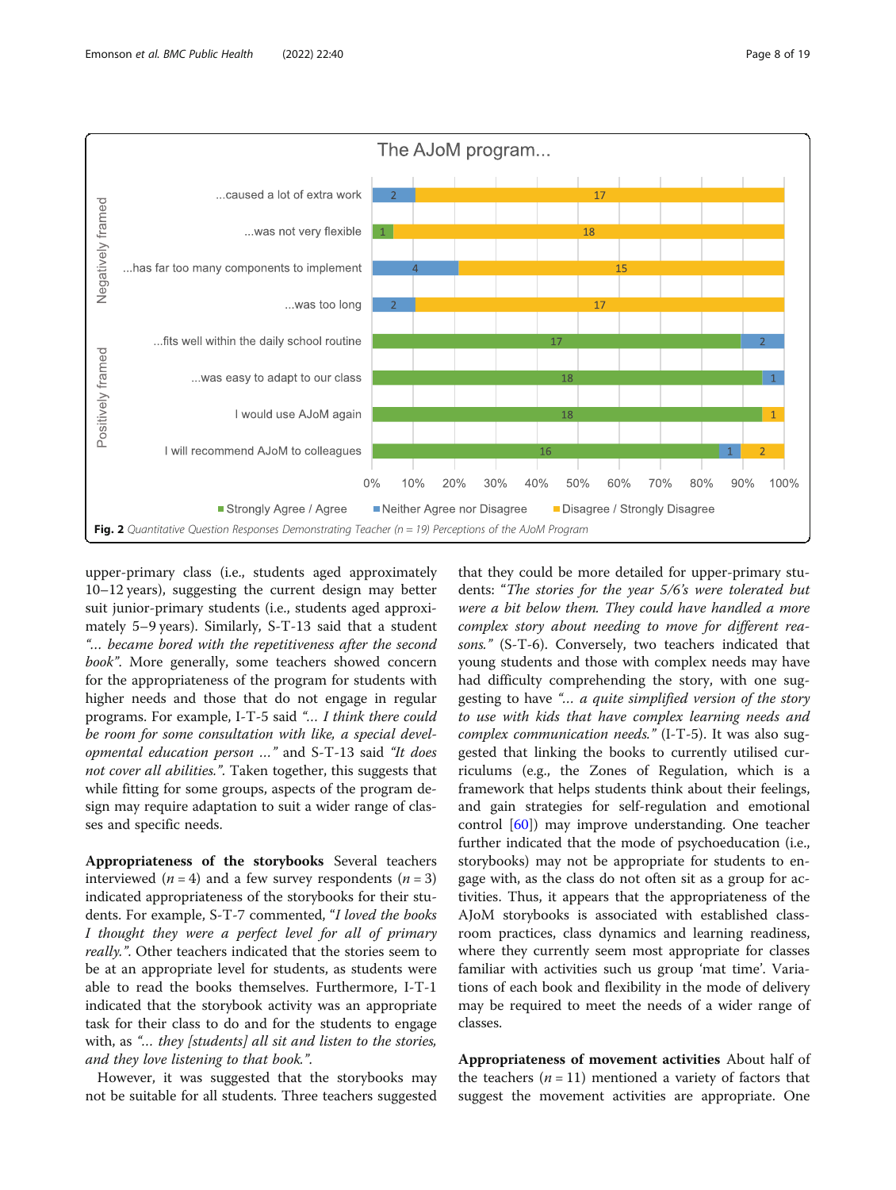Fig. 2 *Quantitative Question Responses Demonstrating Teacher (n = 19) Perceptions of the AJoM Program*

upper-primary class (i.e., students aged approximately 10–12 years), suggesting the current design may better suit junior-primary students (i.e., students aged approximately 5–9 years). Similarly, S-T-13 said that a student *"... became bored with the repetitiveness after the second book"*. More generally, some teachers showed concern for the appropriateness of the program for students with higher needs and those that do not engage in regular programs. For example, I-T-5 said *"... I think there could be room for some consultation with like, a special developmental education person ..."* and S-T-13 said *"It does not cover all abilities."*. Taken together, this suggests that while fitting for some groups, aspects of the program design may require adaptation to suit a wider range of classes and specific needs.

**Appropriateness of the storybooks** Several teachers interviewed ($n = 4$) and a few survey respondents ($n = 3$) indicated appropriateness of the storybooks for their students. For example, S-T-7 commented, *"I loved the books I thought they were a perfect level for all of primary really."*. Other teachers indicated that the stories seem to be at an appropriate level for students, as students were able to read the books themselves. Furthermore, I-T-1 indicated that the storybook activity was an appropriate task for their class to do and for the students to engage with, as *"... they [students] all sit and listen to the stories, and they love listening to that book."*.

However, it was suggested that the storybooks may not be suitable for all students. Three teachers suggested that they could be more detailed for upper-primary students: *"The stories for the year 5/6's were tolerated but were a bit below them. They could have handled a more complex story about needing to move for different reasons."* (S-T-6). Conversely, two teachers indicated that young students and those with complex needs may have had difficulty comprehending the story, with one suggesting to have *"... a quite simplified version of the story to use with kids that have complex learning needs and complex communication needs."* (I-T-5). It was also suggested that linking the books to currently utilised curriculums (e.g., the Zones of Regulation, which is a framework that helps students think about their feelings, and gain strategies for self-regulation and emotional control [60]) may improve understanding. One teacher further indicated that the mode of psychoeducation (i.e., storybooks) may not be appropriate for students to engage with, as the class do not often sit as a group for activities. Thus, it appears that the appropriateness of the AJoM storybooks is associated with established classroom practices, class dynamics and learning readiness, where they currently seem most appropriate for classes familiar with activities such us group 'mat time'. Variations of each book and flexibility in the mode of delivery may be required to meet the needs of a wider range of classes.

**Appropriateness of movement activities** About half of the teachers ($n = 11$) mentioned a variety of factors that suggest the movement activities are appropriate. One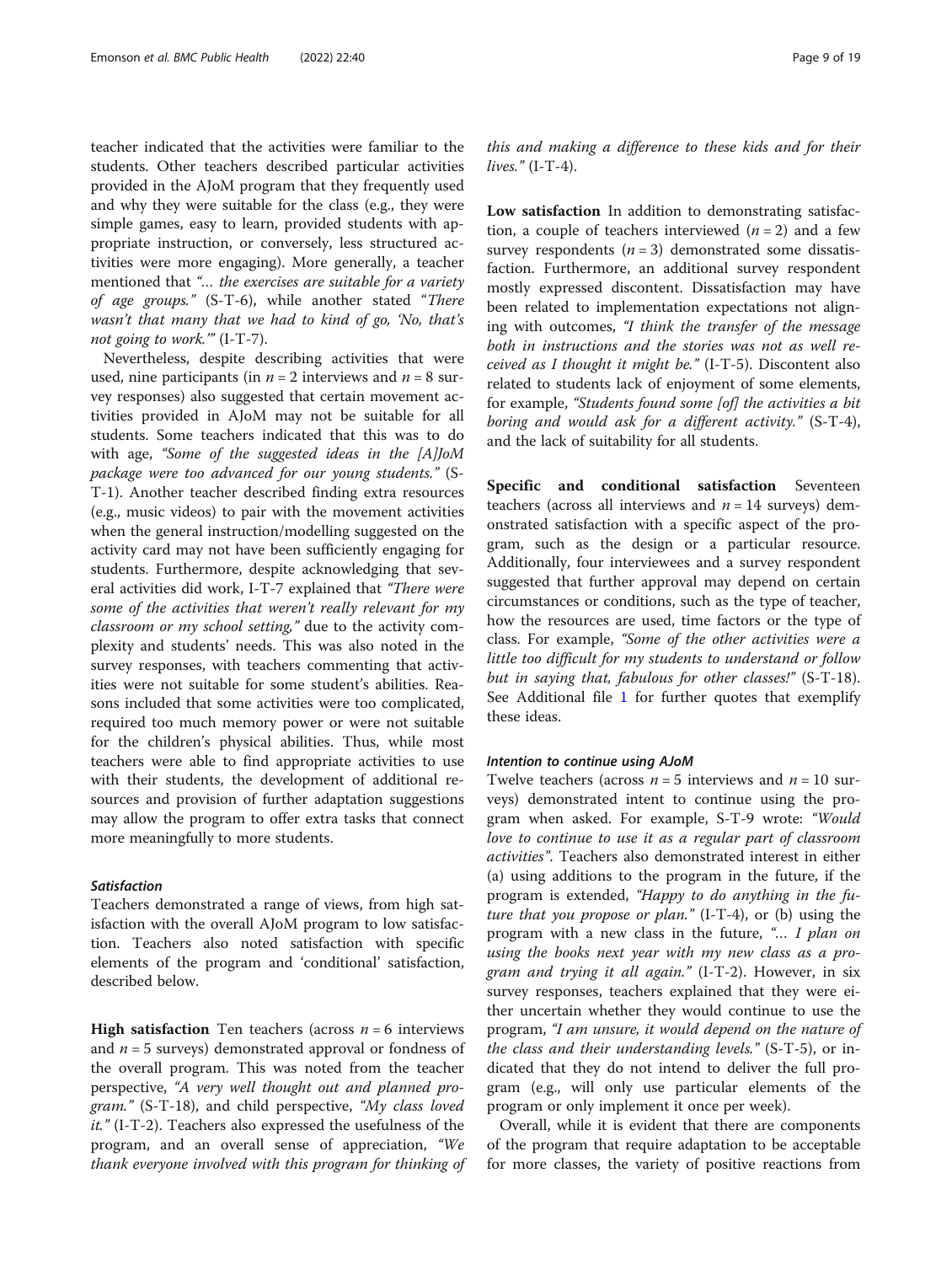teacher indicated that the activities were familiar to the students. Other teachers described particular activities provided in the AJoM program that they frequently used and why they were suitable for the class (e.g., they were simple games, easy to learn, provided students with appropriate instruction, or conversely, less structured activities were more engaging). More generally, a teacher mentioned that *"… the exercises are suitable for a variety of age groups."* (S-T-6), while another stated *"There wasn't that many that we had to kind of go, 'No, that's not going to work.'"* (I-T-7).

Nevertheless, despite describing activities that were used, nine participants (in $n = 2$ interviews and $n = 8$ survey responses) also suggested that certain movement activities provided in AJoM may not be suitable for all students. Some teachers indicated that this was to do with age, *"Some of the suggested ideas in the [A]JoM package were too advanced for our young students."* (S-T-1). Another teacher described finding extra resources (e.g., music videos) to pair with the movement activities when the general instruction/modelling suggested on the activity card may not have been sufficiently engaging for students. Furthermore, despite acknowledging that several activities did work, I-T-7 explained that *"There were some of the activities that weren't really relevant for my classroom or my school setting,"* due to the activity complexity and students' needs. This was also noted in the survey responses, with teachers commenting that activities were not suitable for some student's abilities. Reasons included that some activities were too complicated, required too much memory power or were not suitable for the children's physical abilities. Thus, while most teachers were able to find appropriate activities to use with their students, the development of additional resources and provision of further adaptation suggestions may allow the program to offer extra tasks that connect more meaningfully to more students.

#### *Satisfaction*

Teachers demonstrated a range of views, from high satisfaction with the overall AJoM program to low satisfaction. Teachers also noted satisfaction with specific elements of the program and 'conditional' satisfaction, described below.

**High satisfaction** Ten teachers (across $n = 6$ interviews and $n = 5$ surveys) demonstrated approval or fondness of the overall program. This was noted from the teacher perspective, *"A very well thought out and planned program."* (S-T-18), and child perspective, *"My class loved it."* (I-T-2). Teachers also expressed the usefulness of the program, and an overall sense of appreciation, *"We thank everyone involved with this program for thinking of this and making a difference to these kids and for their lives."* (I-T-4).

**Low satisfaction** In addition to demonstrating satisfaction, a couple of teachers interviewed ($n = 2$) and a few survey respondents ($n = 3$) demonstrated some dissatisfaction. Furthermore, an additional survey respondent mostly expressed discontent. Dissatisfaction may have been related to implementation expectations not aligning with outcomes, *"I think the transfer of the message both in instructions and the stories was not as well received as I thought it might be."* (I-T-5). Discontent also related to students lack of enjoyment of some elements, for example, *"Students found some [of] the activities a bit boring and would ask for a different activity."* (S-T-4), and the lack of suitability for all students.

**Specific and conditional satisfaction** Seventeen teachers (across all interviews and $n = 14$ surveys) demonstrated satisfaction with a specific aspect of the program, such as the design or a particular resource. Additionally, four interviewees and a survey respondent suggested that further approval may depend on certain circumstances or conditions, such as the type of teacher, how the resources are used, time factors or the type of class. For example, *"Some of the other activities were a little too difficult for my students to understand or follow but in saying that, fabulous for other classes!"* (S-T-18). See Additional file 1 for further quotes that exemplify these ideas.

#### *Intention to continue using AJoM*

Twelve teachers (across $n = 5$ interviews and $n = 10$ surveys) demonstrated intent to continue using the program when asked. For example, S-T-9 wrote: *"Would love to continue to use it as a regular part of classroom activities"*. Teachers also demonstrated interest in either (a) using additions to the program in the future, if the program is extended, *"Happy to do anything in the future that you propose or plan."* (I-T-4), or (b) using the program with a new class in the future, *"… I plan on using the books next year with my new class as a program and trying it all again."* (I-T-2). However, in six survey responses, teachers explained that they were either uncertain whether they would continue to use the program, *"I am unsure, it would depend on the nature of the class and their understanding levels."* (S-T-5), or indicated that they do not intend to deliver the full program (e.g., will only use particular elements of the program or only implement it once per week).

Overall, while it is evident that there are components of the program that require adaptation to be acceptable for more classes, the variety of positive reactions from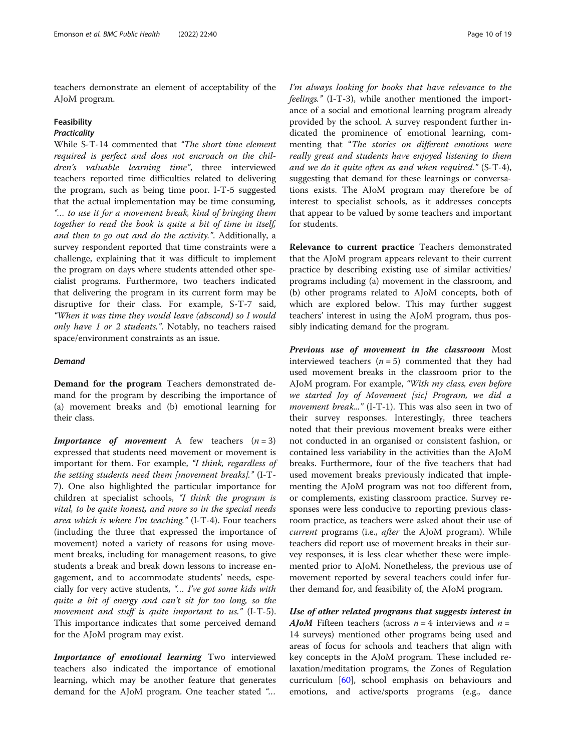teachers demonstrate an element of acceptability of the AJoM program.

### Feasibility

#### *Practicality*

While S-T-14 commented that *"The short time element required is perfect and does not encroach on the children's valuable learning time"*, three interviewed teachers reported time difficulties related to delivering the program, such as being time poor. I-T-5 suggested that the actual implementation may be time consuming, *"… to use it for a movement break, kind of bringing them together to read the book is quite a bit of time in itself, and then to go out and do the activity."*. Additionally, a survey respondent reported that time constraints were a challenge, explaining that it was difficult to implement the program on days where students attended other specialist programs. Furthermore, two teachers indicated that delivering the program in its current form may be disruptive for their class. For example, S-T-7 said, *"When it was time they would leave (abscond) so I would only have 1 or 2 students."*. Notably, no teachers raised space/environment constraints as an issue.

#### *Demand*

**Demand for the program** Teachers demonstrated demand for the program by describing the importance of (a) movement breaks and (b) emotional learning for their class.

***Importance of movement*** A few teachers ($n = 3$) expressed that students need movement or movement is important for them. For example, *"I think, regardless of the setting students need them [movement breaks]."* (I-T-7). One also highlighted the particular importance for children at specialist schools, *"I think the program is vital, to be quite honest, and more so in the special needs area which is where I'm teaching."* (I-T-4). Four teachers (including the three that expressed the importance of movement) noted a variety of reasons for using movement breaks, including for management reasons, to give students a break and break down lessons to increase engagement, and to accommodate students' needs, especially for very active students, *"… I've got some kids with quite a bit of energy and can't sit for too long, so the movement and stuff is quite important to us."* (I-T-5). This importance indicates that some perceived demand for the AJoM program may exist.

***Importance of emotional learning*** Two interviewed teachers also indicated the importance of emotional learning, which may be another feature that generates demand for the AJoM program. One teacher stated *"… I'm always looking for books that have relevance to the feelings."* (I-T-3), while another mentioned the importance of a social and emotional learning program already provided by the school. A survey respondent further indicated the prominence of emotional learning, commenting that "*The stories on different emotions were really great and students have enjoyed listening to them and we do it quite often as and when required."* (S-T-4), suggesting that demand for these learnings or conversations exists. The AJoM program may therefore be of interest to specialist schools, as it addresses concepts that appear to be valued by some teachers and important for students.

**Relevance to current practice** Teachers demonstrated that the AJoM program appears relevant to their current practice by describing existing use of similar activities/programs including (a) movement in the classroom, and (b) other programs related to AJoM concepts, both of which are explored below. This may further suggest teachers' interest in using the AJoM program, thus possibly indicating demand for the program.

***Previous use of movement in the classroom*** Most interviewed teachers ($n = 5$) commented that they had used movement breaks in the classroom prior to the AJoM program. For example, *"With my class, even before we started Joy of Movement [sic] Program, we did a movement break..."* (I-T-1). This was also seen in two of their survey responses. Interestingly, three teachers noted that their previous movement breaks were either not conducted in an organised or consistent fashion, or contained less variability in the activities than the AJoM breaks. Furthermore, four of the five teachers that had used movement breaks previously indicated that implementing the AJoM program was not too different from, or complements, existing classroom practice. Survey responses were less conducive to reporting previous classroom practice, as teachers were asked about their use of *current* programs (i.e., *after* the AJoM program). While teachers did report use of movement breaks in their survey responses, it is less clear whether these were implemented prior to AJoM. Nonetheless, the previous use of movement reported by several teachers could infer further demand for, and feasibility of, the AJoM program.

***Use of other related programs that suggests interest in AJoM*** Fifteen teachers (across $n = 4$ interviews and $n = 14$ surveys) mentioned other programs being used and areas of focus for schools and teachers that align with key concepts in the AJoM program. These included relaxation/meditation programs, the Zones of Regulation curriculum [60], school emphasis on behaviours and emotions, and active/sports programs (e.g., dance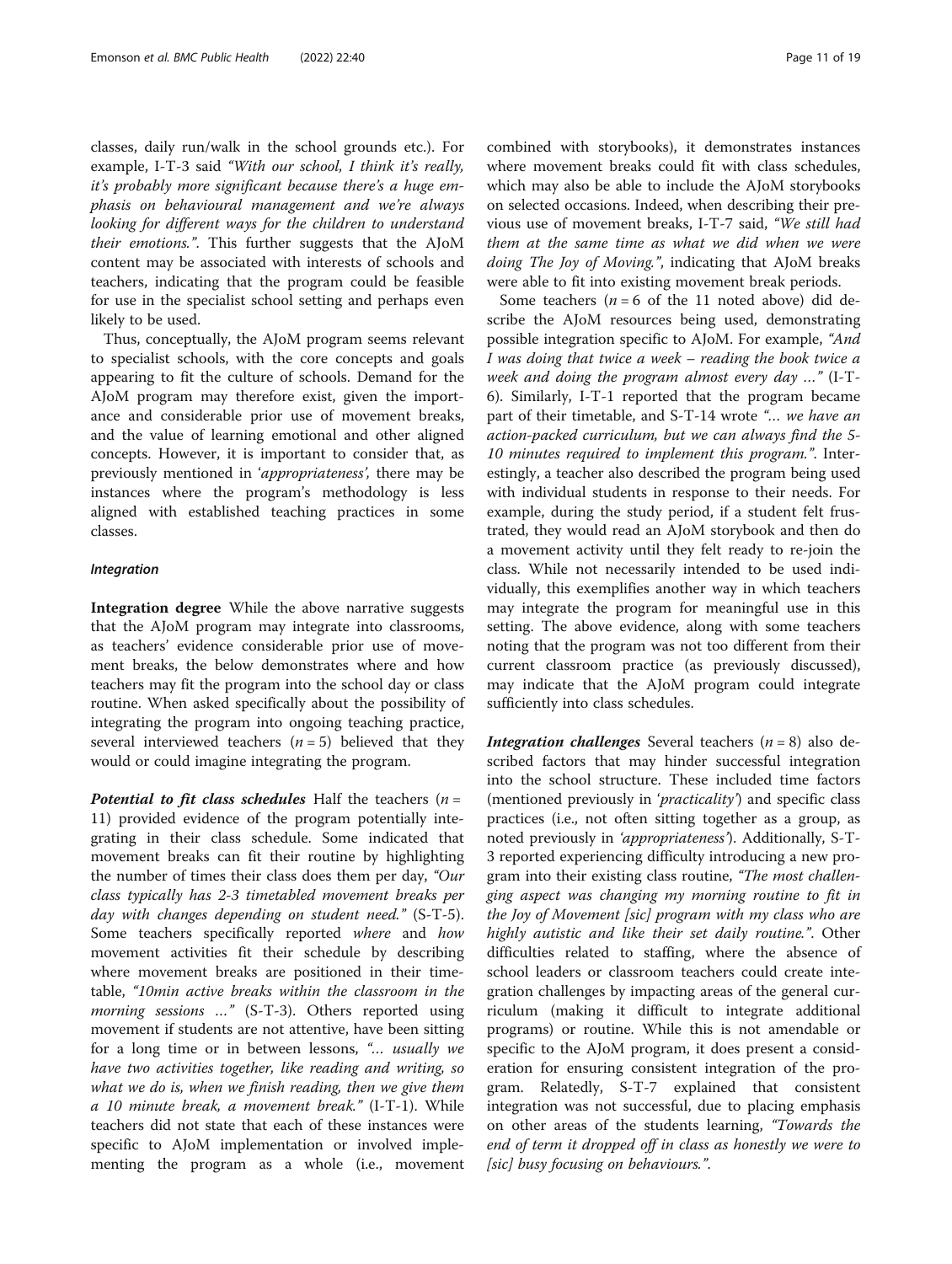classes, daily run/walk in the school grounds etc.). For example, I-T-3 said *"With our school, I think it's really, it's probably more significant because there's a huge emphasis on behavioural management and we're always looking for different ways for the children to understand their emotions."*. This further suggests that the AJoM content may be associated with interests of schools and teachers, indicating that the program could be feasible for use in the specialist school setting and perhaps even likely to be used.

Thus, conceptually, the AJoM program seems relevant to specialist schools, with the core concepts and goals appearing to fit the culture of schools. Demand for the AJoM program may therefore exist, given the importance and considerable prior use of movement breaks, and the value of learning emotional and other aligned concepts. However, it is important to consider that, as previously mentioned in '*appropriateness*', there may be instances where the program's methodology is less aligned with established teaching practices in some classes.

#### *Integration*

**Integration degree** While the above narrative suggests that the AJoM program may integrate into classrooms, as teachers' evidence considerable prior use of movement breaks, the below demonstrates where and how teachers may fit the program into the school day or class routine. When asked specifically about the possibility of integrating the program into ongoing teaching practice, several interviewed teachers ($n = 5$) believed that they would or could imagine integrating the program.

***Potential to fit class schedules*** Half the teachers ($n = 11$) provided evidence of the program potentially integrating in their class schedule. Some indicated that movement breaks can fit their routine by highlighting the number of times their class does them per day, *"Our class typically has 2-3 timetabled movement breaks per day with changes depending on student need."* (S-T-5). Some teachers specifically reported *where* and *how* movement activities fit their schedule by describing where movement breaks are positioned in their timetable, *"10min active breaks within the classroom in the morning sessions …"* (S-T-3). Others reported using movement if students are not attentive, have been sitting for a long time or in between lessons, *"… usually we have two activities together, like reading and writing, so what we do is, when we finish reading, then we give them a 10 minute break, a movement break."* (I-T-1). While teachers did not state that each of these instances were specific to AJoM implementation or involved implementing the program as a whole (i.e., movement combined with storybooks), it demonstrates instances where movement breaks could fit with class schedules, which may also be able to include the AJoM storybooks on selected occasions. Indeed, when describing their previous use of movement breaks, I-T-7 said, *"We still had them at the same time as what we did when we were doing The Joy of Moving."*, indicating that AJoM breaks were able to fit into existing movement break periods.

Some teachers ($n = 6$ of the 11 noted above) did describe the AJoM resources being used, demonstrating possible integration specific to AJoM. For example, *"And I was doing that twice a week – reading the book twice a week and doing the program almost every day …"* (I-T-6). Similarly, I-T-1 reported that the program became part of their timetable, and S-T-14 wrote *"… we have an action-packed curriculum, but we can always find the 5-10 minutes required to implement this program."*. Interestingly, a teacher also described the program being used with individual students in response to their needs. For example, during the study period, if a student felt frustrated, they would read an AJoM storybook and then do a movement activity until they felt ready to re-join the class. While not necessarily intended to be used individually, this exemplifies another way in which teachers may integrate the program for meaningful use in this setting. The above evidence, along with some teachers noting that the program was not too different from their current classroom practice (as previously discussed), may indicate that the AJoM program could integrate sufficiently into class schedules.

***Integration challenges*** Several teachers ($n = 8$) also described factors that may hinder successful integration into the school structure. These included time factors (mentioned previously in '*practicality*') and specific class practices (i.e., not often sitting together as a group, as noted previously in '*appropriateness*'). Additionally, S-T-3 reported experiencing difficulty introducing a new program into their existing class routine, *"The most challenging aspect was changing my morning routine to fit in the Joy of Movement [sic] program with my class who are highly autistic and like their set daily routine."*. Other difficulties related to staffing, where the absence of school leaders or classroom teachers could create integration challenges by impacting areas of the general curriculum (making it difficult to integrate additional programs) or routine. While this is not amendable or specific to the AJoM program, it does present a consideration for ensuring consistent integration of the program. Relatedly, S-T-7 explained that consistent integration was not successful, due to placing emphasis on other areas of the students learning, *"Towards the end of term it dropped off in class as honestly we were to [sic] busy focusing on behaviours."*.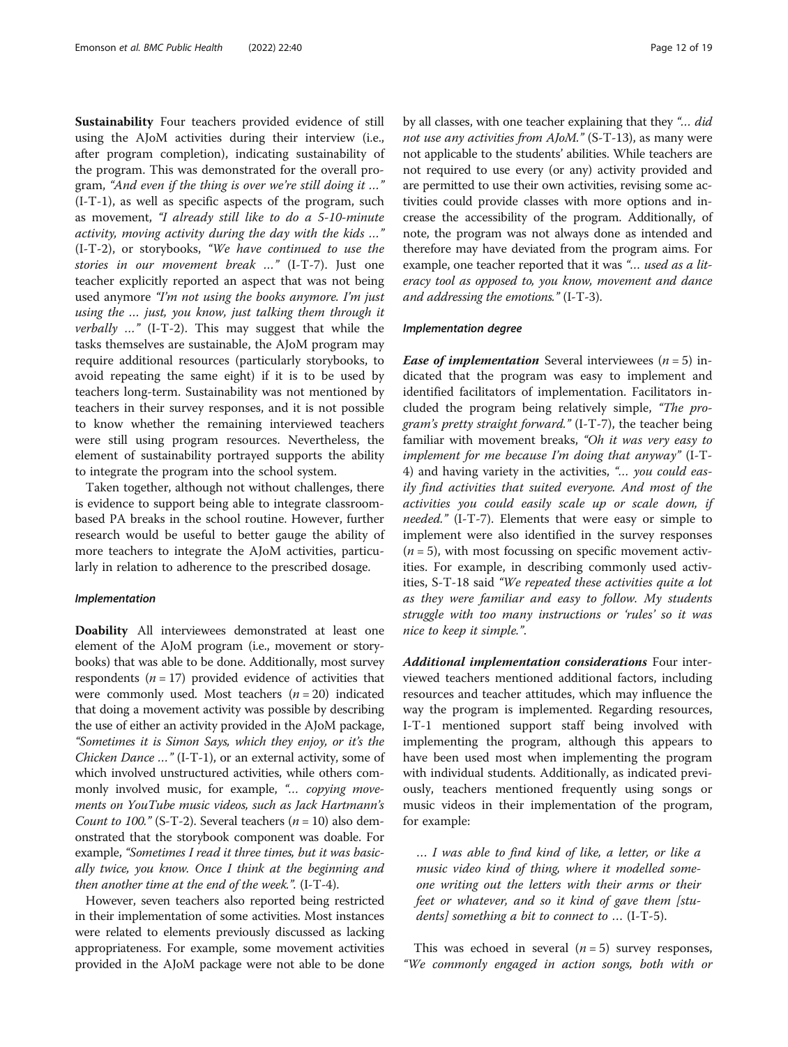**Sustainability** Four teachers provided evidence of still using the AJoM activities during their interview (i.e., after program completion), indicating sustainability of the program. This was demonstrated for the overall program, *"And even if the thing is over we're still doing it …"* (I-T-1), as well as specific aspects of the program, such as movement, *"I already still like to do a 5-10-minute activity, moving activity during the day with the kids …"* (I-T-2), or storybooks, *"We have continued to use the stories in our movement break …"* (I-T-7). Just one teacher explicitly reported an aspect that was not being used anymore *"I'm not using the books anymore. I'm just using the … just, you know, just talking them through it verbally …"* (I-T-2). This may suggest that while the tasks themselves are sustainable, the AJoM program may require additional resources (particularly storybooks, to avoid repeating the same eight) if it is to be used by teachers long-term. Sustainability was not mentioned by teachers in their survey responses, and it is not possible to know whether the remaining interviewed teachers were still using program resources. Nevertheless, the element of sustainability portrayed supports the ability to integrate the program into the school system.

Taken together, although not without challenges, there is evidence to support being able to integrate classroom-based PA breaks in the school routine. However, further research would be useful to better gauge the ability of more teachers to integrate the AJoM activities, particularly in relation to adherence to the prescribed dosage.

#### Implementation

**Doability** All interviewees demonstrated at least one element of the AJoM program (i.e., movement or storybooks) that was able to be done. Additionally, most survey respondents ($n = 17$) provided evidence of activities that were commonly used. Most teachers ($n = 20$) indicated that doing a movement activity was possible by describing the use of either an activity provided in the AJoM package, *"Sometimes it is Simon Says, which they enjoy, or it's the Chicken Dance …"* (I-T-1), or an external activity, some of which involved unstructured activities, while others commonly involved music, for example, *"… copying movements on YouTube music videos, such as Jack Hartmann's Count to 100."* (S-T-2). Several teachers ($n = 10$) also demonstrated that the storybook component was doable. For example, *"Sometimes I read it three times, but it was basically twice, you know. Once I think at the beginning and then another time at the end of the week."*. (I-T-4).

However, seven teachers also reported being restricted in their implementation of some activities. Most instances were related to elements previously discussed as lacking appropriateness. For example, some movement activities provided in the AJoM package were not able to be done by all classes, with one teacher explaining that they *"… did not use any activities from AJoM."* (S-T-13), as many were not applicable to the students' abilities. While teachers are not required to use every (or any) activity provided and are permitted to use their own activities, revising some activities could provide classes with more options and increase the accessibility of the program. Additionally, of note, the program was not always done as intended and therefore may have deviated from the program aims. For example, one teacher reported that it was *"… used as a literacy tool as opposed to, you know, movement and dance and addressing the emotions."* (I-T-3).

#### Implementation degree

***Ease of implementation*** Several interviewees ($n = 5$) indicated that the program was easy to implement and identified facilitators of implementation. Facilitators included the program being relatively simple, *"The program's pretty straight forward."* (I-T-7), the teacher being familiar with movement breaks, *"Oh it was very easy to implement for me because I'm doing that anyway"* (I-T-4) and having variety in the activities, *"… you could easily find activities that suited everyone. And most of the activities you could easily scale up or scale down, if needed."* (I-T-7). Elements that were easy or simple to implement were also identified in the survey responses ($n = 5$), with most focussing on specific movement activities. For example, in describing commonly used activities, S-T-18 said *"We repeated these activities quite a lot as they were familiar and easy to follow. My students struggle with too many instructions or 'rules' so it was nice to keep it simple."*.

***Additional implementation considerations*** Four interviewed teachers mentioned additional factors, including resources and teacher attitudes, which may influence the way the program is implemented. Regarding resources, I-T-1 mentioned support staff being involved with implementing the program, although this appears to have been used most when implementing the program with individual students. Additionally, as indicated previously, teachers mentioned frequently using songs or music videos in their implementation of the program, for example:

> *… I was able to find kind of like, a letter, or like a music video kind of thing, where it modelled someone writing out the letters with their arms or their feet or whatever, and so it kind of gave them [students] something a bit to connect to …* (I-T-5).

This was echoed in several ($n = 5$) survey responses, *"We commonly engaged in action songs, both with or*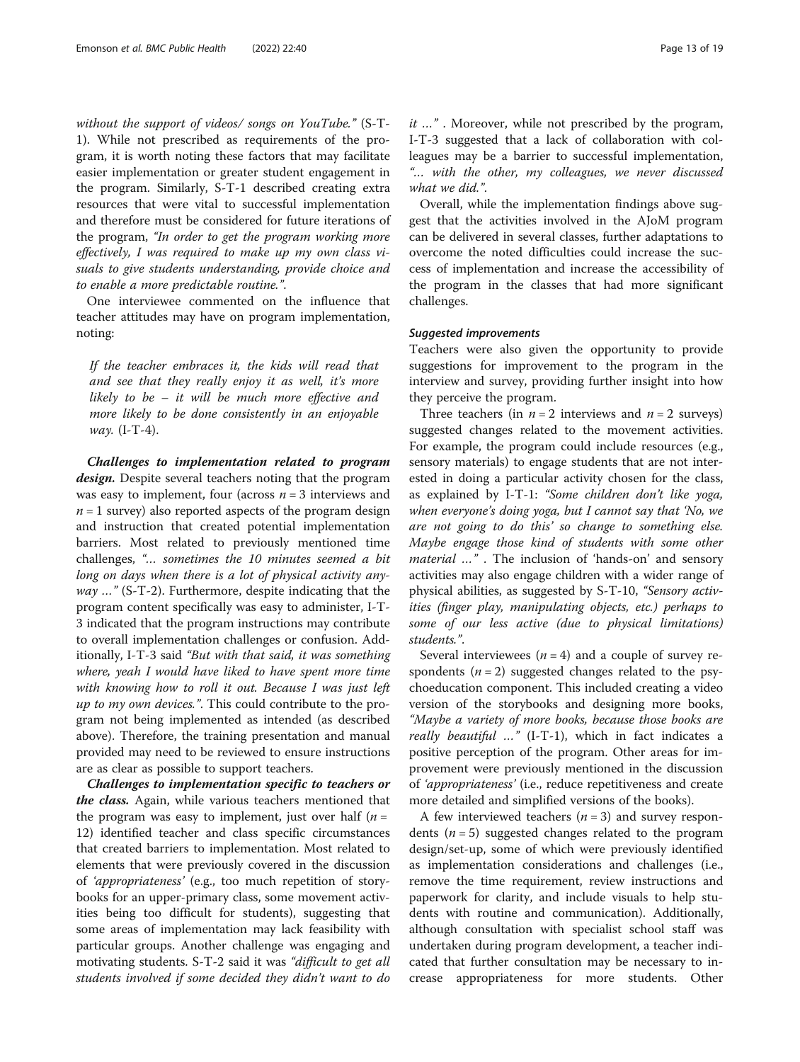*without the support of videos/ songs on YouTube."* (S-T-1). While not prescribed as requirements of the program, it is worth noting these factors that may facilitate easier implementation or greater student engagement in the program. Similarly, S-T-1 described creating extra resources that were vital to successful implementation and therefore must be considered for future iterations of the program, *"In order to get the program working more effectively, I was required to make up my own class visuals to give students understanding, provide choice and to enable a more predictable routine."*.

One interviewee commented on the influence that teacher attitudes may have on program implementation, noting:

> *If the teacher embraces it, the kids will read that and see that they really enjoy it as well, it's more likely to be – it will be much more effective and more likely to be done consistently in an enjoyable way.* (I-T-4).

***Challenges to implementation related to program design.*** Despite several teachers noting that the program was easy to implement, four (across $n = 3$ interviews and $n = 1$ survey) also reported aspects of the program design and instruction that created potential implementation barriers. Most related to previously mentioned time challenges, *"… sometimes the 10 minutes seemed a bit long on days when there is a lot of physical activity anyway …"* (S-T-2). Furthermore, despite indicating that the program content specifically was easy to administer, I-T-3 indicated that the program instructions may contribute to overall implementation challenges or confusion. Additionally, I-T-3 said *"But with that said, it was something where, yeah I would have liked to have spent more time with knowing how to roll it out. Because I was just left up to my own devices."*. This could contribute to the program not being implemented as intended (as described above). Therefore, the training presentation and manual provided may need to be reviewed to ensure instructions are as clear as possible to support teachers.

***Challenges to implementation specific to teachers or the class.*** Again, while various teachers mentioned that the program was easy to implement, just over half ($n = 12$) identified teacher and class specific circumstances that created barriers to implementation. Most related to elements that were previously covered in the discussion of *'appropriateness'* (e.g., too much repetition of storybooks for an upper-primary class, some movement activities being too difficult for students), suggesting that some areas of implementation may lack feasibility with particular groups. Another challenge was engaging and motivating students. S-T-2 said it was *"difficult to get all students involved if some decided they didn't want to do it …"* . Moreover, while not prescribed by the program, I-T-3 suggested that a lack of collaboration with colleagues may be a barrier to successful implementation, *"… with the other, my colleagues, we never discussed what we did."*.

Overall, while the implementation findings above suggest that the activities involved in the AJoM program can be delivered in several classes, further adaptations to overcome the noted difficulties could increase the success of implementation and increase the accessibility of the program in the classes that had more significant challenges.

#### *Suggested improvements*

Teachers were also given the opportunity to provide suggestions for improvement to the program in the interview and survey, providing further insight into how they perceive the program.

Three teachers (in $n = 2$ interviews and $n = 2$ surveys) suggested changes related to the movement activities. For example, the program could include resources (e.g., sensory materials) to engage students that are not interested in doing a particular activity chosen for the class, as explained by I-T-1: *"Some children don't like yoga, when everyone's doing yoga, but I cannot say that 'No, we are not going to do this' so change to something else. Maybe engage those kind of students with some other material …"* . The inclusion of 'hands-on' and sensory activities may also engage children with a wider range of physical abilities, as suggested by S-T-10, *"Sensory activities (finger play, manipulating objects, etc.) perhaps to some of our less active (due to physical limitations) students."*.

Several interviewees ($n = 4$) and a couple of survey respondents ($n = 2$) suggested changes related to the psychoeducation component. This included creating a video version of the storybooks and designing more books, *"Maybe a variety of more books, because those books are really beautiful …"* (I-T-1), which in fact indicates a positive perception of the program. Other areas for improvement were previously mentioned in the discussion of *'appropriateness'* (i.e., reduce repetitiveness and create more detailed and simplified versions of the books).

A few interviewed teachers ($n = 3$) and survey respondents ($n = 5$) suggested changes related to the program design/set-up, some of which were previously identified as implementation considerations and challenges (i.e., remove the time requirement, review instructions and paperwork for clarity, and include visuals to help students with routine and communication). Additionally, although consultation with specialist school staff was undertaken during program development, a teacher indicated that further consultation may be necessary to increase appropriateness for more students. Other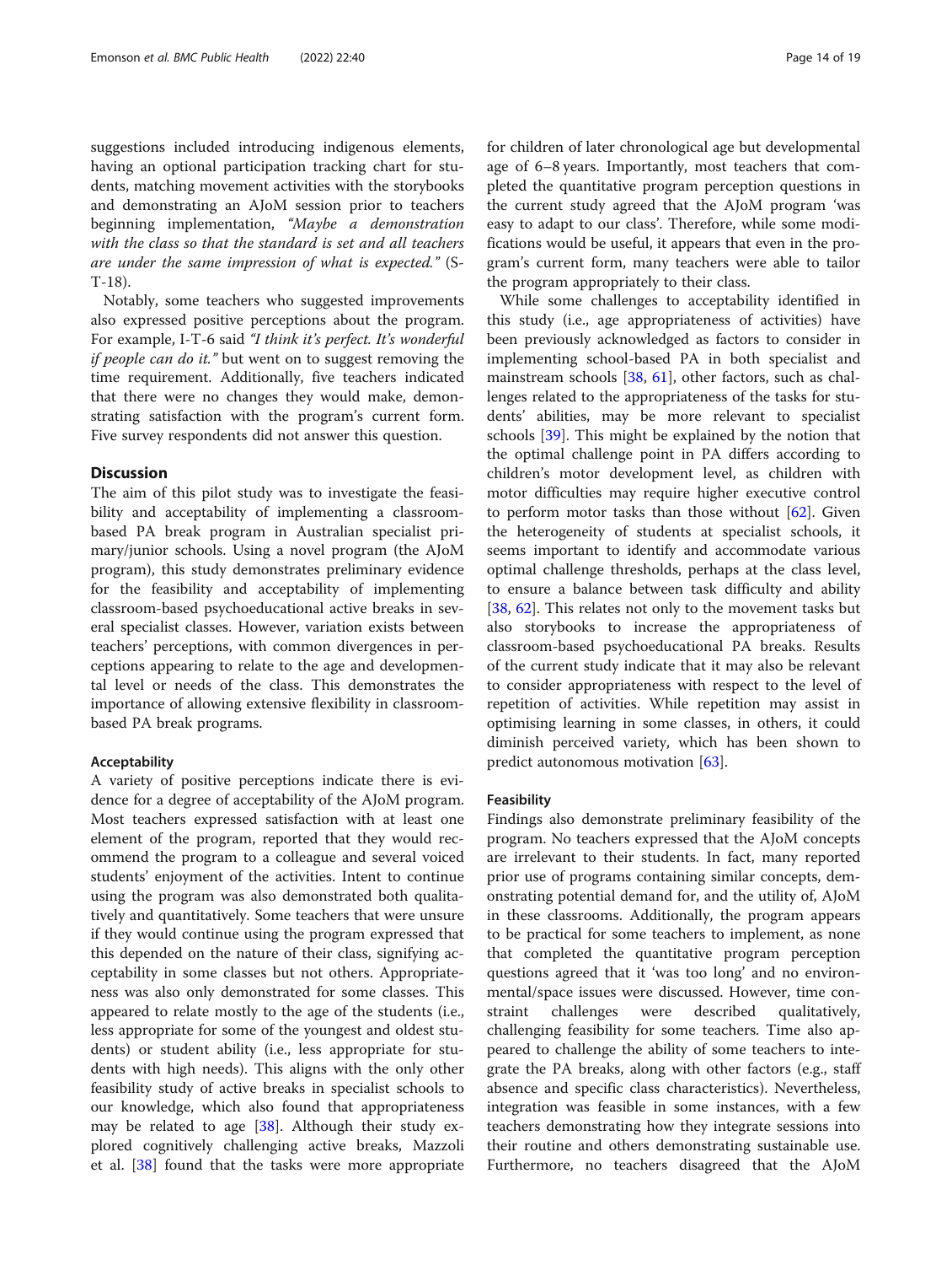suggestions included introducing indigenous elements, having an optional participation tracking chart for students, matching movement activities with the storybooks and demonstrating an AJoM session prior to teachers beginning implementation, *"Maybe a demonstration with the class so that the standard is set and all teachers are under the same impression of what is expected."* (S-T-18).

Notably, some teachers who suggested improvements also expressed positive perceptions about the program. For example, I-T-6 said *"I think it's perfect. It's wonderful if people can do it."* but went on to suggest removing the time requirement. Additionally, five teachers indicated that there were no changes they would make, demonstrating satisfaction with the program's current form. Five survey respondents did not answer this question.

## Discussion

The aim of this pilot study was to investigate the feasibility and acceptability of implementing a classroom-based PA break program in Australian specialist primary/junior schools. Using a novel program (the AJoM program), this study demonstrates preliminary evidence for the feasibility and acceptability of implementing classroom-based psychoeducational active breaks in several specialist classes. However, variation exists between teachers' perceptions, with common divergences in perceptions appearing to relate to the age and developmental level or needs of the class. This demonstrates the importance of allowing extensive flexibility in classroom-based PA break programs.

### Acceptability

A variety of positive perceptions indicate there is evidence for a degree of acceptability of the AJoM program. Most teachers expressed satisfaction with at least one element of the program, reported that they would recommend the program to a colleague and several voiced students' enjoyment of the activities. Intent to continue using the program was also demonstrated both qualitatively and quantitatively. Some teachers that were unsure if they would continue using the program expressed that this depended on the nature of their class, signifying acceptability in some classes but not others. Appropriateness was also only demonstrated for some classes. This appeared to relate mostly to the age of the students (i.e., less appropriate for some of the youngest and oldest students) or student ability (i.e., less appropriate for students with high needs). This aligns with the only other feasibility study of active breaks in specialist schools to our knowledge, which also found that appropriateness may be related to age [38]. Although their study explored cognitively challenging active breaks, Mazzoli et al. [38] found that the tasks were more appropriate for children of later chronological age but developmental age of 6–8 years. Importantly, most teachers that completed the quantitative program perception questions in the current study agreed that the AJoM program 'was easy to adapt to our class'. Therefore, while some modifications would be useful, it appears that even in the program's current form, many teachers were able to tailor the program appropriately to their class.

While some challenges to acceptability identified in this study (i.e., age appropriateness of activities) have been previously acknowledged as factors to consider in implementing school-based PA in both specialist and mainstream schools [38, 61], other factors, such as challenges related to the appropriateness of the tasks for students' abilities, may be more relevant to specialist schools [39]. This might be explained by the notion that the optimal challenge point in PA differs according to children's motor development level, as children with motor difficulties may require higher executive control to perform motor tasks than those without [62]. Given the heterogeneity of students at specialist schools, it seems important to identify and accommodate various optimal challenge thresholds, perhaps at the class level, to ensure a balance between task difficulty and ability [38, 62]. This relates not only to the movement tasks but also storybooks to increase the appropriateness of classroom-based psychoeducational PA breaks. Results of the current study indicate that it may also be relevant to consider appropriateness with respect to the level of repetition of activities. While repetition may assist in optimising learning in some classes, in others, it could diminish perceived variety, which has been shown to predict autonomous motivation [63].

### Feasibility

Findings also demonstrate preliminary feasibility of the program. No teachers expressed that the AJoM concepts are irrelevant to their students. In fact, many reported prior use of programs containing similar concepts, demonstrating potential demand for, and the utility of, AJoM in these classrooms. Additionally, the program appears to be practical for some teachers to implement, as none that completed the quantitative program perception questions agreed that it 'was too long' and no environmental/space issues were discussed. However, time constraint challenges were described qualitatively, challenging feasibility for some teachers. Time also appeared to challenge the ability of some teachers to integrate the PA breaks, along with other factors (e.g., staff absence and specific class characteristics). Nevertheless, integration was feasible in some instances, with a few teachers demonstrating how they integrate sessions into their routine and others demonstrating sustainable use. Furthermore, no teachers disagreed that the AJoM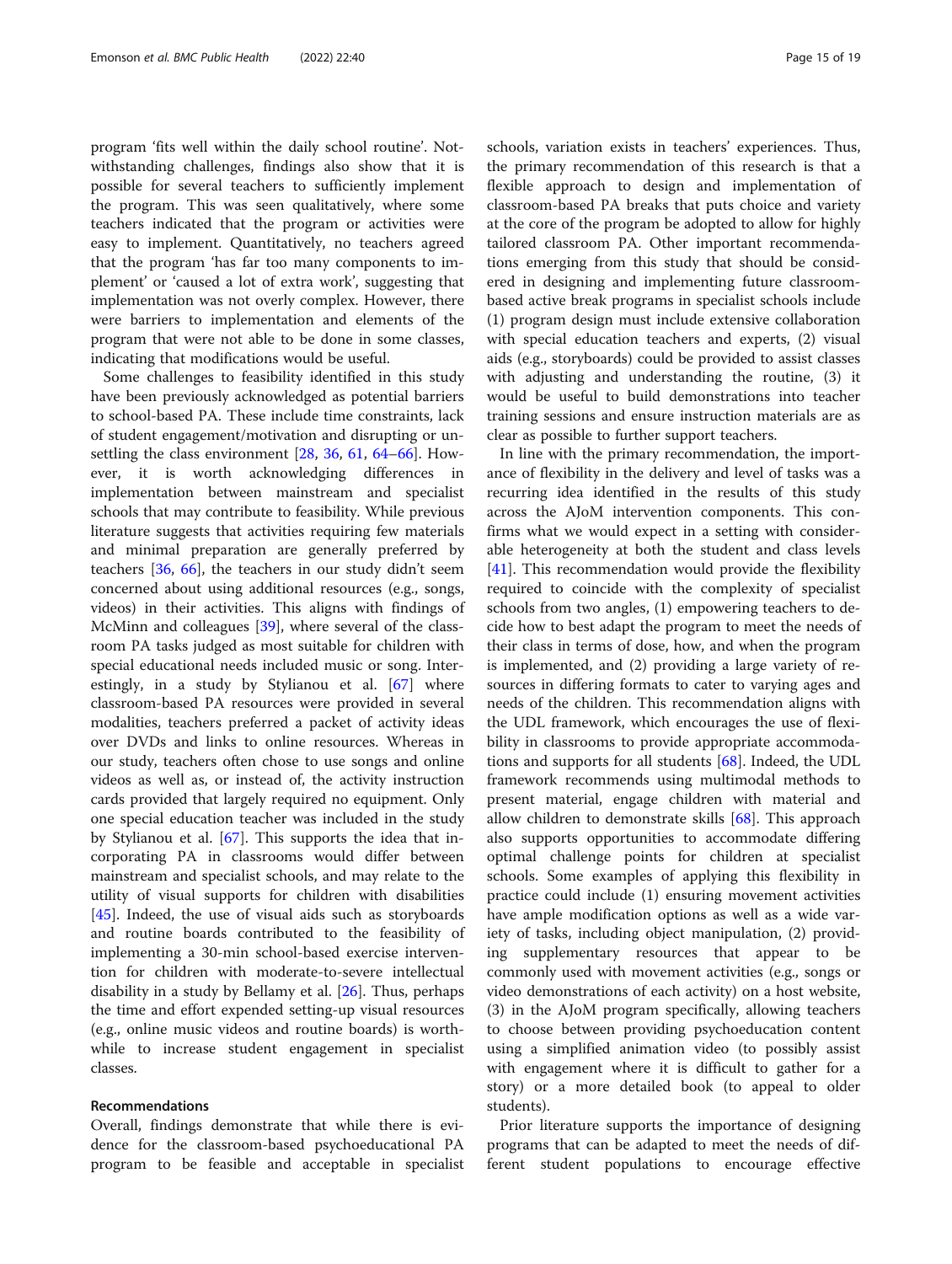program 'fits well within the daily school routine'. Notwithstanding challenges, findings also show that it is possible for several teachers to sufficiently implement the program. This was seen qualitatively, where some teachers indicated that the program or activities were easy to implement. Quantitatively, no teachers agreed that the program 'has far too many components to implement' or 'caused a lot of extra work', suggesting that implementation was not overly complex. However, there were barriers to implementation and elements of the program that were not able to be done in some classes, indicating that modifications would be useful.

Some challenges to feasibility identified in this study have been previously acknowledged as potential barriers to school-based PA. These include time constraints, lack of student engagement/motivation and disrupting or unsettling the class environment [28, 36, 61, 64–66]. However, it is worth acknowledging differences in implementation between mainstream and specialist schools that may contribute to feasibility. While previous literature suggests that activities requiring few materials and minimal preparation are generally preferred by teachers [36, 66], the teachers in our study didn't seem concerned about using additional resources (e.g., songs, videos) in their activities. This aligns with findings of McMinn and colleagues [39], where several of the classroom PA tasks judged as most suitable for children with special educational needs included music or song. Interestingly, in a study by Stylianou et al. [67] where classroom-based PA resources were provided in several modalities, teachers preferred a packet of activity ideas over DVDs and links to online resources. Whereas in our study, teachers often chose to use songs and online videos as well as, or instead of, the activity instruction cards provided that largely required no equipment. Only one special education teacher was included in the study by Stylianou et al. [67]. This supports the idea that incorporating PA in classrooms would differ between mainstream and specialist schools, and may relate to the utility of visual supports for children with disabilities [45]. Indeed, the use of visual aids such as storyboards and routine boards contributed to the feasibility of implementing a 30-min school-based exercise intervention for children with moderate-to-severe intellectual disability in a study by Bellamy et al. [26]. Thus, perhaps the time and effort expended setting-up visual resources (e.g., online music videos and routine boards) is worthwhile to increase student engagement in specialist classes.

## Recommendations

Overall, findings demonstrate that while there is evidence for the classroom-based psychoeducational PA program to be feasible and acceptable in specialist schools, variation exists in teachers' experiences. Thus, the primary recommendation of this research is that a flexible approach to design and implementation of classroom-based PA breaks that puts choice and variety at the core of the program be adopted to allow for highly tailored classroom PA. Other important recommendations emerging from this study that should be considered in designing and implementing future classroom-based active break programs in specialist schools include (1) program design must include extensive collaboration with special education teachers and experts, (2) visual aids (e.g., storyboards) could be provided to assist classes with adjusting and understanding the routine, (3) it would be useful to build demonstrations into teacher training sessions and ensure instruction materials are as clear as possible to further support teachers.

In line with the primary recommendation, the importance of flexibility in the delivery and level of tasks was a recurring idea identified in the results of this study across the AJoM intervention components. This confirms what we would expect in a setting with considerable heterogeneity at both the student and class levels [41]. This recommendation would provide the flexibility required to coincide with the complexity of specialist schools from two angles, (1) empowering teachers to decide how to best adapt the program to meet the needs of their class in terms of dose, how, and when the program is implemented, and (2) providing a large variety of resources in differing formats to cater to varying ages and needs of the children. This recommendation aligns with the UDL framework, which encourages the use of flexibility in classrooms to provide appropriate accommodations and supports for all students [68]. Indeed, the UDL framework recommends using multimodal methods to present material, engage children with material and allow children to demonstrate skills [68]. This approach also supports opportunities to accommodate differing optimal challenge points for children at specialist schools. Some examples of applying this flexibility in practice could include (1) ensuring movement activities have ample modification options as well as a wide variety of tasks, including object manipulation, (2) providing supplementary resources that appear to be commonly used with movement activities (e.g., songs or video demonstrations of each activity) on a host website, (3) in the AJoM program specifically, allowing teachers to choose between providing psychoeducation content using a simplified animation video (to possibly assist with engagement where it is difficult to gather for a story) or a more detailed book (to appeal to older students).

Prior literature supports the importance of designing programs that can be adapted to meet the needs of different student populations to encourage effective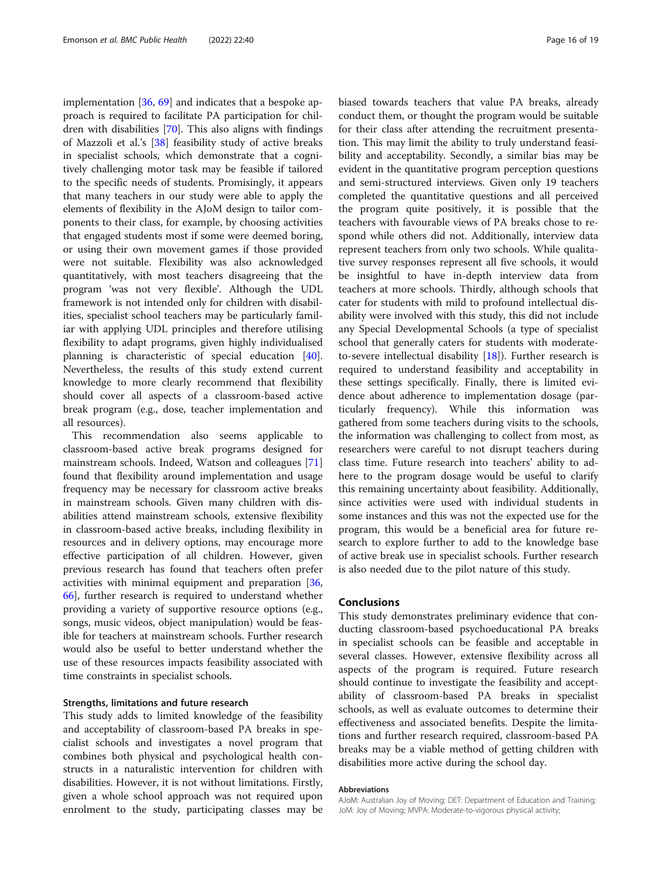implementation [36, 69] and indicates that a bespoke approach is required to facilitate PA participation for children with disabilities [70]. This also aligns with findings of Mazzoli et al.'s [38] feasibility study of active breaks in specialist schools, which demonstrate that a cognitively challenging motor task may be feasible if tailored to the specific needs of students. Promisingly, it appears that many teachers in our study were able to apply the elements of flexibility in the AJoM design to tailor components to their class, for example, by choosing activities that engaged students most if some were deemed boring, or using their own movement games if those provided were not suitable. Flexibility was also acknowledged quantitatively, with most teachers disagreeing that the program 'was not very flexible'. Although the UDL framework is not intended only for children with disabilities, specialist school teachers may be particularly familiar with applying UDL principles and therefore utilising flexibility to adapt programs, given highly individualised planning is characteristic of special education [40]. Nevertheless, the results of this study extend current knowledge to more clearly recommend that flexibility should cover all aspects of a classroom-based active break program (e.g., dose, teacher implementation and all resources).

This recommendation also seems applicable to classroom-based active break programs designed for mainstream schools. Indeed, Watson and colleagues [71] found that flexibility around implementation and usage frequency may be necessary for classroom active breaks in mainstream schools. Given many children with disabilities attend mainstream schools, extensive flexibility in classroom-based active breaks, including flexibility in resources and in delivery options, may encourage more effective participation of all children. However, given previous research has found that teachers often prefer activities with minimal equipment and preparation [36, 66], further research is required to understand whether providing a variety of supportive resource options (e.g., songs, music videos, object manipulation) would be feasible for teachers at mainstream schools. Further research would also be useful to better understand whether the use of these resources impacts feasibility associated with time constraints in specialist schools.

### Strengths, limitations and future research

This study adds to limited knowledge of the feasibility and acceptability of classroom-based PA breaks in specialist schools and investigates a novel program that combines both physical and psychological health constructs in a naturalistic intervention for children with disabilities. However, it is not without limitations. Firstly, given a whole school approach was not required upon enrolment to the study, participating classes may be biased towards teachers that value PA breaks, already conduct them, or thought the program would be suitable for their class after attending the recruitment presentation. This may limit the ability to truly understand feasibility and acceptability. Secondly, a similar bias may be evident in the quantitative program perception questions and semi-structured interviews. Given only 19 teachers completed the quantitative questions and all perceived the program quite positively, it is possible that the teachers with favourable views of PA breaks chose to respond while others did not. Additionally, interview data represent teachers from only two schools. While qualitative survey responses represent all five schools, it would be insightful to have in-depth interview data from teachers at more schools. Thirdly, although schools that cater for students with mild to profound intellectual disability were involved with this study, this did not include any Special Developmental Schools (a type of specialist school that generally caters for students with moderate-to-severe intellectual disability [18]). Further research is required to understand feasibility and acceptability in these settings specifically. Finally, there is limited evidence about adherence to implementation dosage (particularly frequency). While this information was gathered from some teachers during visits to the schools, the information was challenging to collect from most, as researchers were careful to not disrupt teachers during class time. Future research into teachers' ability to adhere to the program dosage would be useful to clarify this remaining uncertainty about feasibility. Additionally, since activities were used with individual students in some instances and this was not the expected use for the program, this would be a beneficial area for future research to explore further to add to the knowledge base of active break use in specialist schools. Further research is also needed due to the pilot nature of this study.

## Conclusions

This study demonstrates preliminary evidence that conducting classroom-based psychoeducational PA breaks in specialist schools can be feasible and acceptable in several classes. However, extensive flexibility across all aspects of the program is required. Future research should continue to investigate the feasibility and acceptability of classroom-based PA breaks in specialist schools, as well as evaluate outcomes to determine their effectiveness and associated benefits. Despite the limitations and further research required, classroom-based PA breaks may be a viable method of getting children with disabilities more active during the school day.

#### Abbreviations

AJoM: Australian Joy of Moving; DET: Department of Education and Training; JoM: Joy of Moving; MVPA: Moderate-to-vigorous physical activity;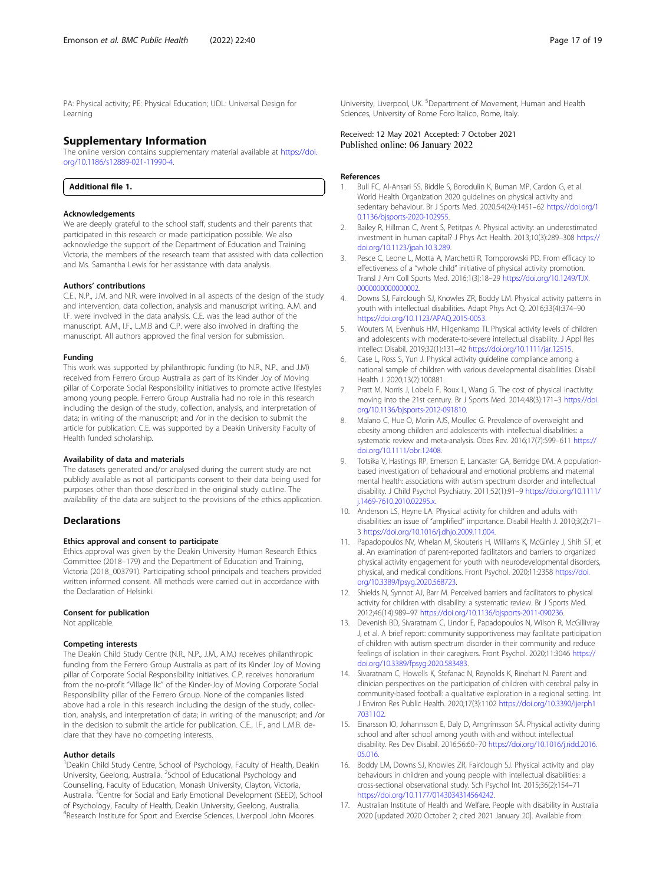PA: Physical activity; PE: Physical Education; UDL: Universal Design for Learning

## Supplementary Information

The online version contains supplementary material available at https://doi.org/10.1186/s12889-021-11990-4.

**Additional file 1.**

### Acknowledgements

We are deeply grateful to the school staff, students and their parents that participated in this research or made participation possible. We also acknowledge the support of the Department of Education and Training Victoria, the members of the research team that assisted with data collection and Ms. Samantha Lewis for her assistance with data analysis.

### Authors' contributions

C.E., N.P., J.M. and N.R. were involved in all aspects of the design of the study and intervention, data collection, analysis and manuscript writing. A.M. and I.F. were involved in the data analysis. C.E. was the lead author of the manuscript. A.M., I.F., L.M.B and C.P. were also involved in drafting the manuscript. All authors approved the final version for submission.

### Funding

This work was supported by philanthropic funding (to N.R., N.P., and J.M) received from Ferrero Group Australia as part of its Kinder Joy of Moving pillar of Corporate Social Responsibility initiatives to promote active lifestyles among young people. Ferrero Group Australia had no role in this research including the design of the study, collection, analysis, and interpretation of data; in writing of the manuscript; and /or in the decision to submit the article for publication. C.E. was supported by a Deakin University Faculty of Health funded scholarship.

### Availability of data and materials

The datasets generated and/or analysed during the current study are not publicly available as not all participants consent to their data being used for purposes other than those described in the original study outline. The availability of the data are subject to the provisions of the ethics application.

## Declarations

### Ethics approval and consent to participate

Ethics approval was given by the Deakin University Human Research Ethics Committee (2018–179) and the Department of Education and Training, Victoria (2018_003791). Participating school principals and teachers provided written informed consent. All methods were carried out in accordance with the Declaration of Helsinki.

### Consent for publication

Not applicable.

### Competing interests

The Deakin Child Study Centre (N.R., N.P., J.M., A.M.) receives philanthropic funding from the Ferrero Group Australia as part of its Kinder Joy of Moving pillar of Corporate Social Responsibility initiatives. C.P. receives honorarium from the no-profit "Village llc" of the Kinder-Joy of Moving Corporate Social Responsibility pillar of the Ferrero Group. None of the companies listed above had a role in this research including the design of the study, collection, analysis, and interpretation of data; in writing of the manuscript; and /or in the decision to submit the article for publication. C.E., I.F., and L.M.B. declare that they have no competing interests.

### Author details

[1]Deakin Child Study Centre, School of Psychology, Faculty of Health, Deakin University, Geelong, Australia. [2]School of Educational Psychology and Counselling, Faculty of Education, Monash University, Clayton, Victoria, Australia. [3]Centre for Social and Early Emotional Development (SEED), School of Psychology, Faculty of Health, Deakin University, Geelong, Australia. [4]Research Institute for Sport and Exercise Sciences, Liverpool John Moores University, Liverpool, UK. [5]Department of Movement, Human and Health Sciences, University of Rome Foro Italico, Rome, Italy.

Received: 12 May 2021 Accepted: 7 October 2021
Published online: 06 January 2022

### References

1. Bull FC, Al-Ansari SS, Biddle S, Borodulin K, Buman MP, Cardon G, et al. World Health Organization 2020 guidelines on physical activity and sedentary behaviour. Br J Sports Med. 2020;54(24):1451–62 https://doi.org/10.1136/bjsports-2020-102955.
2. Bailey R, Hillman C, Arent S, Petitpas A. Physical activity: an underestimated investment in human capital? J Phys Act Health. 2013;10(3):289–308 https://doi.org/10.1123/jpah.10.3.289.
3. Pesce C, Leone L, Motta A, Marchetti R, Tomporowski PD. From efficacy to effectiveness of a "whole child" initiative of physical activity promotion. Transl J Am Coll Sports Med. 2016;1(3):18–29 https://doi.org/10.1249/TJX.0000000000000002.
4. Downs SJ, Fairclough SJ, Knowles ZR, Boddy LM. Physical activity patterns in youth with intellectual disabilities. Adapt Phys Act Q. 2016;33(4):374–90 https://doi.org/10.1123/APAQ.2015-0053.
5. Wouters M, Evenhuis HM, Hilgenkamp TI. Physical activity levels of children and adolescents with moderate-to-severe intellectual disability. J Appl Res Intellect Disabil. 2019;32(1):131–42 https://doi.org/10.1111/jar.12515.
6. Case L, Ross S, Yun J. Physical activity guideline compliance among a national sample of children with various developmental disabilities. Disabil Health J. 2020;13(2):100881.
7. Pratt M, Norris J, Lobelo F, Roux L, Wang G. The cost of physical inactivity: moving into the 21st century. Br J Sports Med. 2014;48(3):171–3 https://doi.org/10.1136/bjsports-2012-091810.
8. Maïano C, Hue O, Morin AJS, Moullec G. Prevalence of overweight and obesity among children and adolescents with intellectual disabilities: a systematic review and meta-analysis. Obes Rev. 2016;17(7):599–611 https://doi.org/10.1111/obr.12408.
9. Totsika V, Hastings RP, Emerson E, Lancaster GA, Berridge DM. A population-based investigation of behavioural and emotional problems and maternal mental health: associations with autism spectrum disorder and intellectual disability. J Child Psychol Psychiatry. 2011;52(1):91–9 https://doi.org/10.1111/j.1469-7610.2010.02295.x.
10. Anderson LS, Heyne LA. Physical activity for children and adults with disabilities: an issue of "amplified" importance. Disabil Health J. 2010;3(2):71–3 https://doi.org/10.1016/j.dhjo.2009.11.004.
11. Papadopoulos NV, Whelan M, Skouteris H, Williams K, McGinley J, Shih ST, et al. An examination of parent-reported facilitators and barriers to organized physical activity engagement for youth with neurodevelopmental disorders, physical, and medical conditions. Front Psychol. 2020;11:2358 https://doi.org/10.3389/fpsyg.2020.568723.
12. Shields N, Synnot AJ, Barr M. Perceived barriers and facilitators to physical activity for children with disability: a systematic review. Br J Sports Med. 2012;46(14):989–97 https://doi.org/10.1136/bjsports-2011-090236.
13. Devenish BD, Sivaratnam C, Lindor E, Papadopoulos N, Wilson R, McGillivray J, et al. A brief report: community supportiveness may facilitate participation of children with autism spectrum disorder in their community and reduce feelings of isolation in their caregivers. Front Psychol. 2020;11:3046 https://doi.org/10.3389/fpsyg.2020.583483.
14. Sivaratnam C, Howells K, Stefanac N, Reynolds K, Rinehart N. Parent and clinician perspectives on the participation of children with cerebral palsy in community-based football: a qualitative exploration in a regional setting. Int J Environ Res Public Health. 2020;17(3):1102 https://doi.org/10.3390/ijerph17031102.
15. Einarsson IO, Johannsson E, Daly D, Arngrímsson SÁ. Physical activity during school and after school among youth with and without intellectual disability. Res Dev Disabil. 2016;56:60–70 https://doi.org/10.1016/j.ridd.2016.05.016.
16. Boddy LM, Downs SJ, Knowles ZR, Fairclough SJ. Physical activity and play behaviours in children and young people with intellectual disabilities: a cross-sectional observational study. Sch Psychol Int. 2015;36(2):154–71 https://doi.org/10.1177/0143034314564242.
17. Australian Institute of Health and Welfare. People with disability in Australia 2020 [updated 2020 October 2; cited 2021 January 20]. Available from: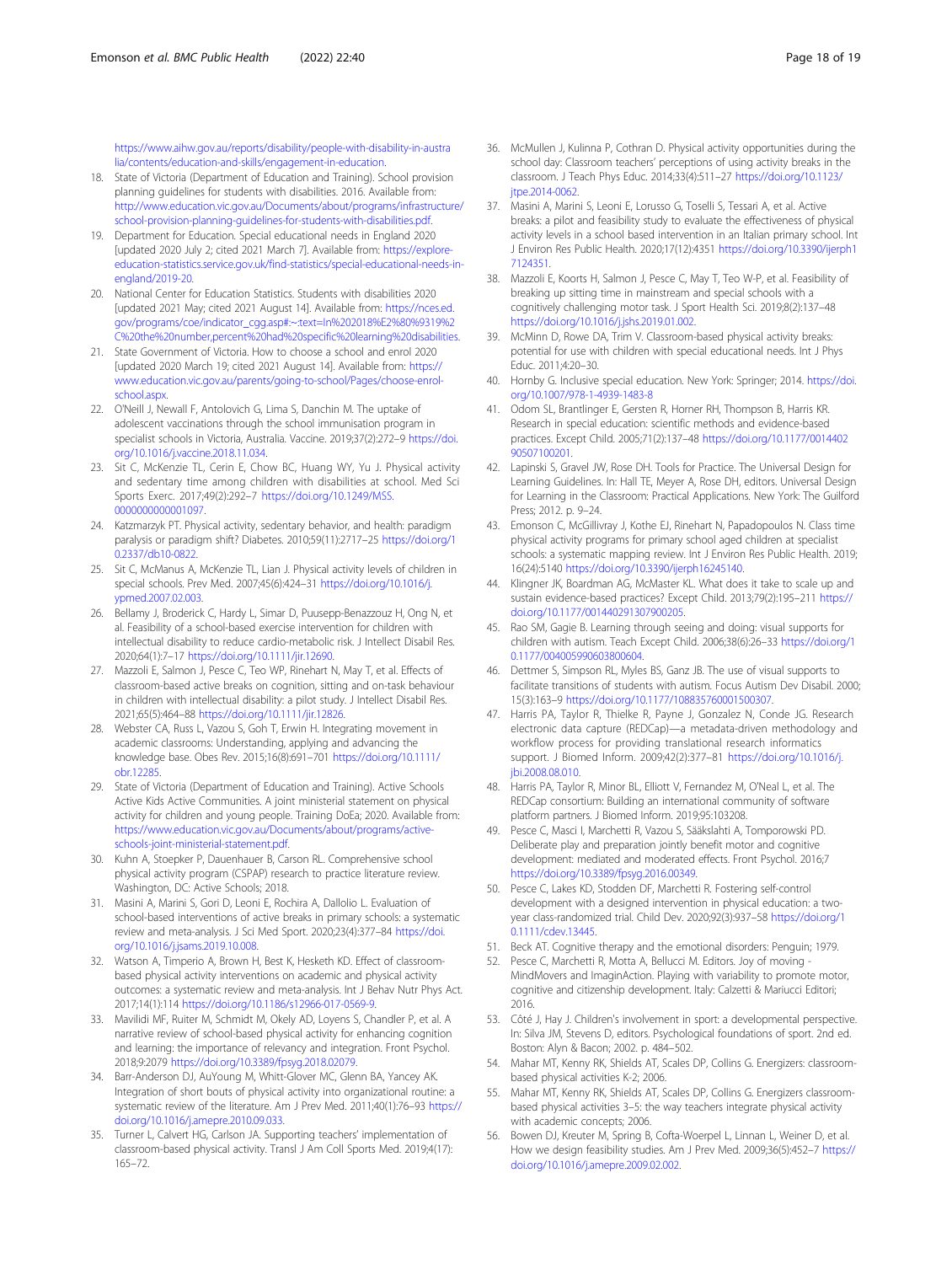https://www.aihw.gov.au/reports/disability/people-with-disability-in-australia/contents/education-and-skills/engagement-in-education.

18. State of Victoria (Department of Education and Training). School provision planning guidelines for students with disabilities. 2016. Available from: http://www.education.vic.gov.au/Documents/about/programs/infrastructure/school-provision-planning-guidelines-for-students-with-disabilities.pdf.
19. Department for Education. Special educational needs in England 2020 [updated 2020 July 2; cited 2021 March 7]. Available from: https://explore-education-statistics.service.gov.uk/find-statistics/special-educational-needs-in-england/2019-20.
20. National Center for Education Statistics. Students with disabilities 2020 [updated 2021 May; cited 2021 August 14]. Available from: https://nces.ed.gov/programs/coe/indicator_cgg.asp#:~:text=In%202018%E2%80%9319%2C%20the%20number,percent%20had%20specific%20learning%20disabilities.
21. State Government of Victoria. How to choose a school and enrol 2020 [updated 2020 March 19; cited 2021 August 14]. Available from: https://www.education.vic.gov.au/parents/going-to-school/Pages/choose-enrol-school.aspx.
22. O'Neill J, Newall F, Antolovich G, Lima S, Danchin M. The uptake of adolescent vaccinations through the school immunisation program in specialist schools in Victoria, Australia. Vaccine. 2019;37(2):272–9 https://doi.org/10.1016/j.vaccine.2018.11.034.
23. Sit C, McKenzie TL, Cerin E, Chow BC, Huang WY, Yu J. Physical activity and sedentary time among children with disabilities at school. Med Sci Sports Exerc. 2017;49(2):292–7 https://doi.org/10.1249/MSS.0000000000001097.
24. Katzmarzyk PT. Physical activity, sedentary behavior, and health: paradigm paralysis or paradigm shift? Diabetes. 2010;59(11):2717–25 https://doi.org/10.2337/db10-0822.
25. Sit C, McManus A, McKenzie TL, Lian J. Physical activity levels of children in special schools. Prev Med. 2007;45(6):424–31 https://doi.org/10.1016/j.ypmed.2007.02.003.
26. Bellamy J, Broderick C, Hardy L, Simar D, Puusepp-Benazzouz H, Ong N, et al. Feasibility of a school-based exercise intervention for children with intellectual disability to reduce cardio-metabolic risk. J Intellect Disabil Res. 2020;64(1):7–17 https://doi.org/10.1111/jir.12690.
27. Mazzoli E, Salmon J, Pesce C, Teo WP, Rinehart N, May T, et al. Effects of classroom-based active breaks on cognition, sitting and on-task behaviour in children with intellectual disability: a pilot study. J Intellect Disabil Res. 2021;65(5):464–88 https://doi.org/10.1111/jir.12826.
28. Webster CA, Russ L, Vazou S, Goh T, Erwin H. Integrating movement in academic classrooms: Understanding, applying and advancing the knowledge base. Obes Rev. 2015;16(8):691–701 https://doi.org/10.1111/obr.12285.
29. State of Victoria (Department of Education and Training). Active Schools Active Kids Active Communities. A joint ministerial statement on physical activity for children and young people. Training DoEa; 2020. Available from: https://www.education.vic.gov.au/Documents/about/programs/active-schools-joint-ministerial-statement.pdf.
30. Kuhn A, Stoepker P, Dauenhauer B, Carson RL. Comprehensive school physical activity program (CSPAP) research to practice literature review. Washington, DC: Active Schools; 2018.
31. Masini A, Marini S, Gori D, Leoni E, Rochira A, Dallolio L. Evaluation of school-based interventions of active breaks in primary schools: a systematic review and meta-analysis. J Sci Med Sport. 2020;23(4):377–84 https://doi.org/10.1016/j.jsams.2019.10.008.
32. Watson A, Timperio A, Brown H, Best K, Hesketh KD. Effect of classroom-based physical activity interventions on academic and physical activity outcomes: a systematic review and meta-analysis. Int J Behav Nutr Phys Act. 2017;14(1):114 https://doi.org/10.1186/s12966-017-0569-9.
33. Mavilidi MF, Ruiter M, Schmidt M, Okely AD, Loyens S, Chandler P, et al. A narrative review of school-based physical activity for enhancing cognition and learning: the importance of relevancy and integration. Front Psychol. 2018;9:2079 https://doi.org/10.3389/fpsyg.2018.02079.
34. Barr-Anderson DJ, AuYoung M, Whitt-Glover MC, Glenn BA, Yancey AK. Integration of short bouts of physical activity into organizational routine: a systematic review of the literature. Am J Prev Med. 2011;40(1):76–93 https://doi.org/10.1016/j.amepre.2010.09.033.
35. Turner L, Calvert HG, Carlson JA. Supporting teachers' implementation of classroom-based physical activity. Transl J Am Coll Sports Med. 2019;4(17):165–72.
36. McMullen J, Kulinna P, Cothran D. Physical activity opportunities during the school day: Classroom teachers' perceptions of using activity breaks in the classroom. J Teach Phys Educ. 2014;33(4):511–27 https://doi.org/10.1123/jtpe.2014-0062.
37. Masini A, Marini S, Leoni E, Lorusso G, Toselli S, Tessari A, et al. Active breaks: a pilot and feasibility study to evaluate the effectiveness of physical activity levels in a school based intervention in an Italian primary school. Int J Environ Res Public Health. 2020;17(12):4351 https://doi.org/10.3390/ijerph17124351.
38. Mazzoli E, Koorts H, Salmon J, Pesce C, May T, Teo W-P, et al. Feasibility of breaking up sitting time in mainstream and special schools with a cognitively challenging motor task. J Sport Health Sci. 2019;8(2):137–48 https://doi.org/10.1016/j.jshs.2019.01.002.
39. McMinn D, Rowe DA, Trim V. Classroom-based physical activity breaks: potential for use with children with special educational needs. Int J Phys Educ. 2011;4:20–30.
40. Hornby G. Inclusive special education. New York: Springer; 2014. https://doi.org/10.1007/978-1-4939-1483-8
41. Odom SL, Brantlinger E, Gersten R, Horner RH, Thompson B, Harris KR. Research in special education: scientific methods and evidence-based practices. Except Child. 2005;71(2):137–48 https://doi.org/10.1177/001440290507100201.
42. Lapinski S, Gravel JW, Rose DH. Tools for Practice. The Universal Design for Learning Guidelines. In: Hall TE, Meyer A, Rose DH, editors. Universal Design for Learning in the Classroom: Practical Applications. New York: The Guilford Press; 2012. p. 9–24.
43. Emonson C, McGillivray J, Kothe EJ, Rinehart N, Papadopoulos N. Class time physical activity programs for primary school aged children at specialist schools: a systematic mapping review. Int J Environ Res Public Health. 2019;16(24):5140 https://doi.org/10.3390/ijerph16245140.
44. Klingner JK, Boardman AG, McMaster KL. What does it take to scale up and sustain evidence-based practices? Except Child. 2013;79(2):195–211 https://doi.org/10.1177/001440291307900205.
45. Rao SM, Gagie B. Learning through seeing and doing: visual supports for children with autism. Teach Except Child. 2006;38(6):26–33 https://doi.org/10.1177/004005990603800604.
46. Dettmer S, Simpson RL, Myles BS, Ganz JB. The use of visual supports to facilitate transitions of students with autism. Focus Autism Dev Disabil. 2000;15(3):163–9 https://doi.org/10.1177/108835760001500307.
47. Harris PA, Taylor R, Thielke R, Payne J, Gonzalez N, Conde JG. Research electronic data capture (REDCap)—a metadata-driven methodology and workflow process for providing translational research informatics support. J Biomed Inform. 2009;42(2):377–81 https://doi.org/10.1016/j.jbi.2008.08.010.
48. Harris PA, Taylor R, Minor BL, Elliott V, Fernandez M, O'Neal L, et al. The REDCap consortium: Building an international community of software platform partners. J Biomed Inform. 2019;95:103208.
49. Pesce C, Masci I, Marchetti R, Vazou S, Sääkslahti A, Tomporowski PD. Deliberate play and preparation jointly benefit motor and cognitive development: mediated and moderated effects. Front Psychol. 2016;7 https://doi.org/10.3389/fpsyg.2016.00349.
50. Pesce C, Lakes KD, Stodden DF, Marchetti R. Fostering self-control development with a designed intervention in physical education: a two-year class-randomized trial. Child Dev. 2020;92(3):937–58 https://doi.org/10.1111/cdev.13445.
51. Beck AT. Cognitive therapy and the emotional disorders: Penguin; 1979.
52. Pesce C, Marchetti R, Motta A, Bellucci M. Editors. Joy of moving - MindMovers and ImaginAction. Playing with variability to promote motor, cognitive and citizenship development. Italy: Calzetti & Mariucci Editori; 2016.
53. Côté J, Hay J. Children's involvement in sport: a developmental perspective. In: Silva JM, Stevens D, editors. Psychological foundations of sport. 2nd ed. Boston: Alyn & Bacon; 2002. p. 484–502.
54. Mahar MT, Kenny RK, Shields AT, Scales DP, Collins G. Energizers: classroom-based physical activities K-2; 2006.
55. Mahar MT, Kenny RK, Shields AT, Scales DP, Collins G. Energizers classroom-based physical activities 3–5: the way teachers integrate physical activity with academic concepts; 2006.
56. Bowen DJ, Kreuter M, Spring B, Cofta-Woerpel L, Linnan L, Weiner D, et al. How we design feasibility studies. Am J Prev Med. 2009;36(5):452–7 https://doi.org/10.1016/j.amepre.2009.02.002.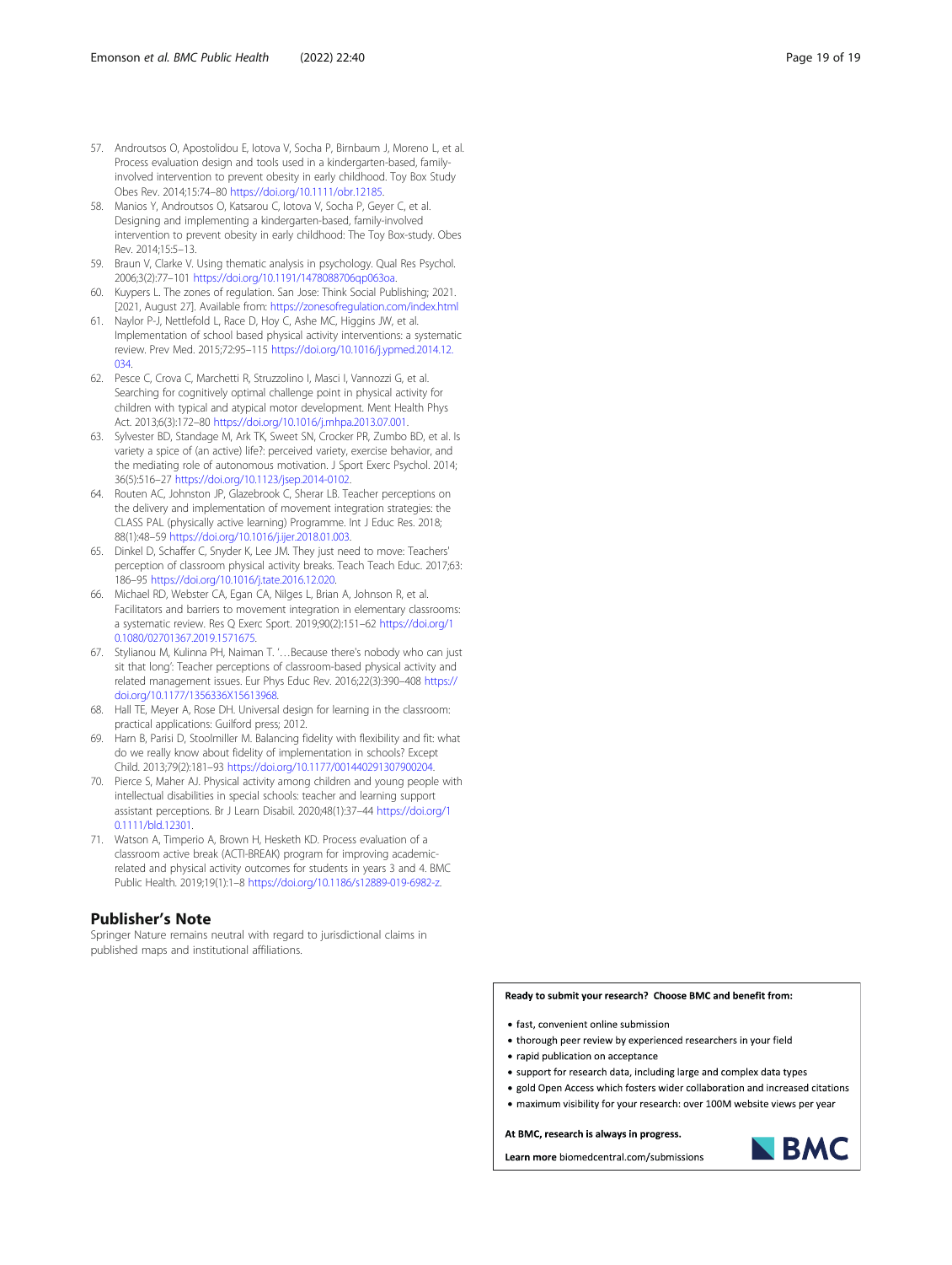57. Androutsos O, Apostolidou E, Iotova V, Socha P, Birnbaum J, Moreno L, et al. Process evaluation design and tools used in a kindergarten-based, family-involved intervention to prevent obesity in early childhood. Toy Box Study Obes Rev. 2014;15:74–80 https://doi.org/10.1111/obr.12185.
58. Manios Y, Androutsos O, Katsarou C, Iotova V, Socha P, Geyer C, et al. Designing and implementing a kindergarten-based, family-involved intervention to prevent obesity in early childhood: The Toy Box-study. Obes Rev. 2014;15:5–13.
59. Braun V, Clarke V. Using thematic analysis in psychology. Qual Res Psychol. 2006;3(2):77–101 https://doi.org/10.1191/1478088706qp063oa.
60. Kuypers L. The zones of regulation. San Jose: Think Social Publishing; 2021. [2021, August 27]. Available from: https://zonesofregulation.com/index.html
61. Naylor P-J, Nettlefold L, Race D, Hoy C, Ashe MC, Higgins JW, et al. Implementation of school based physical activity interventions: a systematic review. Prev Med. 2015;72:95–115 https://doi.org/10.1016/j.ypmed.2014.12.034.
62. Pesce C, Crova C, Marchetti R, Struzzolino I, Masci I, Vannozzi G, et al. Searching for cognitively optimal challenge point in physical activity for children with typical and atypical motor development. Ment Health Phys Act. 2013;6(3):172–80 https://doi.org/10.1016/j.mhpa.2013.07.001.
63. Sylvester BD, Standage M, Ark TK, Sweet SN, Crocker PR, Zumbo BD, et al. Is variety a spice of (an active) life?: perceived variety, exercise behavior, and the mediating role of autonomous motivation. J Sport Exerc Psychol. 2014; 36(5):516–27 https://doi.org/10.1123/jsep.2014-0102.
64. Routen AC, Johnston JP, Glazebrook C, Sherar LB. Teacher perceptions on the delivery and implementation of movement integration strategies: the CLASS PAL (physically active learning) Programme. Int J Educ Res. 2018; 88(1):48–59 https://doi.org/10.1016/j.ijer.2018.01.003.
65. Dinkel D, Schaffer C, Snyder K, Lee JM. They just need to move: Teachers' perception of classroom physical activity breaks. Teach Teach Educ. 2017;63: 186–95 https://doi.org/10.1016/j.tate.2016.12.020.
66. Michael RD, Webster CA, Egan CA, Nilges L, Brian A, Johnson R, et al. Facilitators and barriers to movement integration in elementary classrooms: a systematic review. Res Q Exerc Sport. 2019;90(2):151–62 https://doi.org/10.1080/02701367.2019.1571675.
67. Stylianou M, Kulinna PH, Naiman T. '…Because there's nobody who can just sit that long': Teacher perceptions of classroom-based physical activity and related management issues. Eur Phys Educ Rev. 2016;22(3):390–408 https://doi.org/10.1177/1356336X15613968.
68. Hall TE, Meyer A, Rose DH. Universal design for learning in the classroom: practical applications: Guilford press; 2012.
69. Harn B, Parisi D, Stoolmiller M. Balancing fidelity with flexibility and fit: what do we really know about fidelity of implementation in schools? Except Child. 2013;79(2):181–93 https://doi.org/10.1177/001440291307900204.
70. Pierce S, Maher AJ. Physical activity among children and young people with intellectual disabilities in special schools: teacher and learning support assistant perceptions. Br J Learn Disabil. 2020;48(1):37–44 https://doi.org/10.1111/bld.12301.
71. Watson A, Timperio A, Brown H, Hesketh KD. Process evaluation of a classroom active break (ACTI-BREAK) program for improving academic-related and physical activity outcomes for students in years 3 and 4. BMC Public Health. 2019;19(1):1–8 https://doi.org/10.1186/s12889-019-6982-z.

## Publisher's Note

Springer Nature remains neutral with regard to jurisdictional claims in published maps and institutional affiliations.

**Ready to submit your research? Choose BMC and benefit from:**

- fast, convenient online submission
- thorough peer review by experienced researchers in your field
- rapid publication on acceptance
- support for research data, including large and complex data types
- gold Open Access which fosters wider collaboration and increased citations
- maximum visibility for your research: over 100M website views per year

**At BMC, research is always in progress.**

**Learn more** biomedcentral.com/submissions

BMC